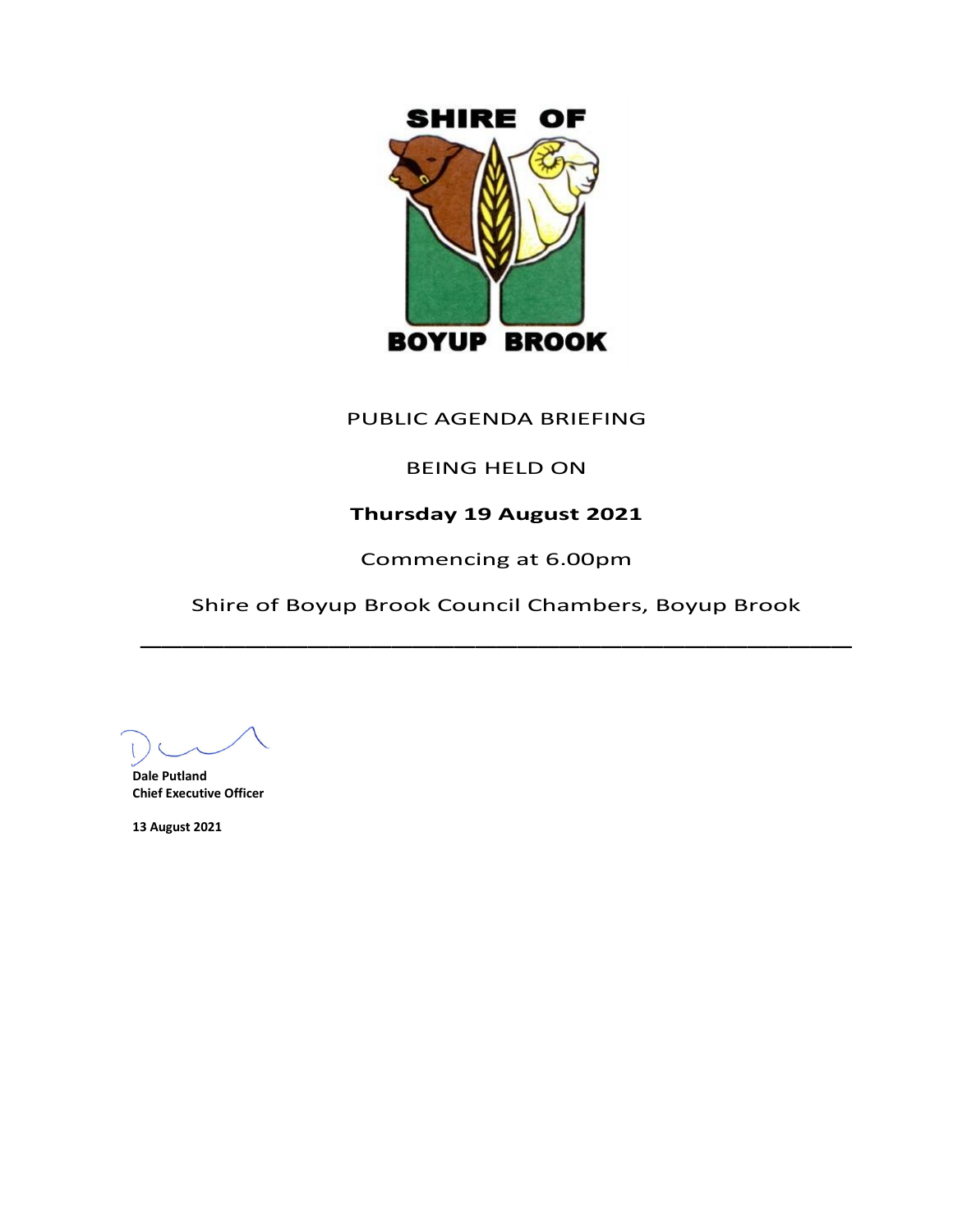SHIRE OF

BOYUP BROOK

PUBLIC AGENDA BRIEFING

BEING HELD ON

**Thursday 19 August 2021**

Commencing at 6.00pm

Shire of Boyup Brook Council Chambers, Boyup Brook

---

**Dale Putland**
**Chief Executive Officer**

**13 August 2021**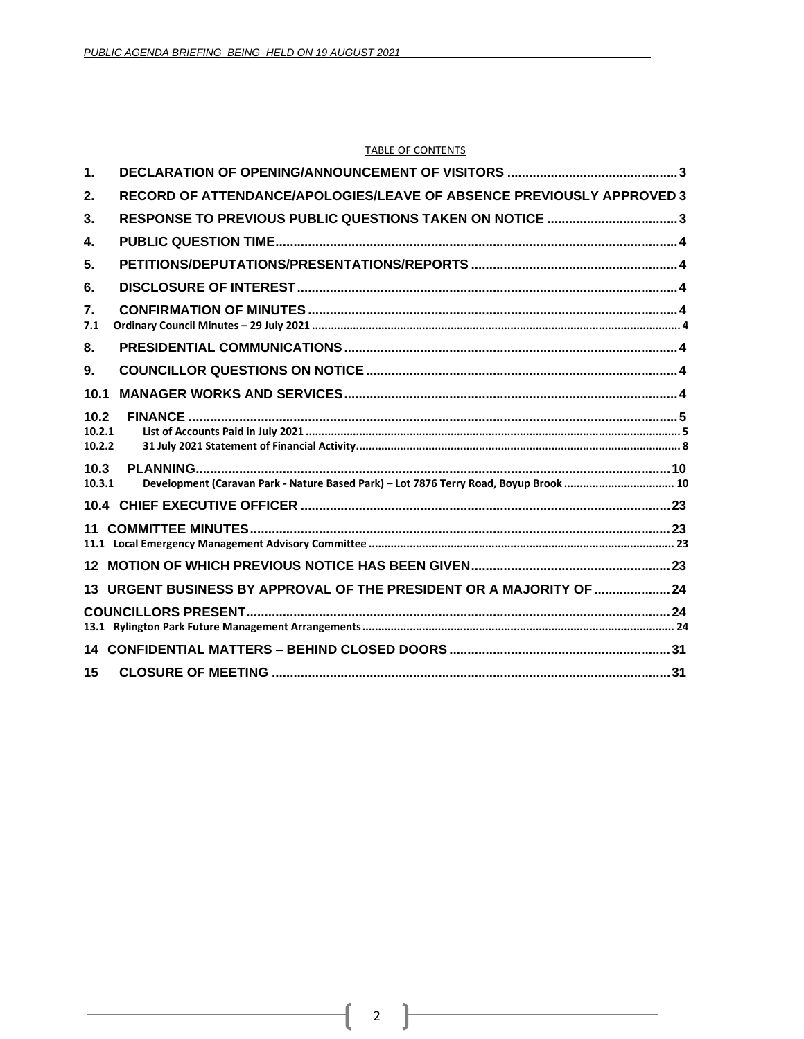TABLE OF CONTENTS

| | | |
|---|---|---|
| 1. | DECLARATION OF OPENING/ANNOUNCEMENT OF VISITORS | 3 |
| 2. | RECORD OF ATTENDANCE/APOLOGIES/LEAVE OF ABSENCE PREVIOUSLY APPROVED | 3 |
| 3. | RESPONSE TO PREVIOUS PUBLIC QUESTIONS TAKEN ON NOTICE | 3 |
| 4. | PUBLIC QUESTION TIME | 4 |
| 5. | PETITIONS/DEPUTATIONS/PRESENTATIONS/REPORTS | 4 |
| 6. | DISCLOSURE OF INTEREST | 4 |
| 7. | CONFIRMATION OF MINUTES | 4 |
| 7.1 | Ordinary Council Minutes – 29 July 2021 | 4 |
| 8. | PRESIDENTIAL COMMUNICATIONS | 4 |
| 9. | COUNCILLOR QUESTIONS ON NOTICE | 4 |
| 10.1 | MANAGER WORKS AND SERVICES | 4 |
| 10.2 | FINANCE | 5 |
| 10.2.1 | List of Accounts Paid in July 2021 | 5 |
| 10.2.2 | 31 July 2021 Statement of Financial Activity | 8 |
| 10.3 | PLANNING | 10 |
| 10.3.1 | Development (Caravan Park - Nature Based Park) – Lot 7876 Terry Road, Boyup Brook | 10 |
| 10.4 | CHIEF EXECUTIVE OFFICER | 23 |
| 11 | COMMITTEE MINUTES | 23 |
| 11.1 | Local Emergency Management Advisory Committee | 23 |
| 12 | MOTION OF WHICH PREVIOUS NOTICE HAS BEEN GIVEN | 23 |
| 13 | URGENT BUSINESS BY APPROVAL OF THE PRESIDENT OR A MAJORITY OF | 24 |
| | COUNCILLORS PRESENT | 24 |
| 13.1 | Rylington Park Future Management Arrangements | 24 |
| 14 | CONFIDENTIAL MATTERS – BEHIND CLOSED DOORS | 31 |
| 15 | CLOSURE OF MEETING | 31 |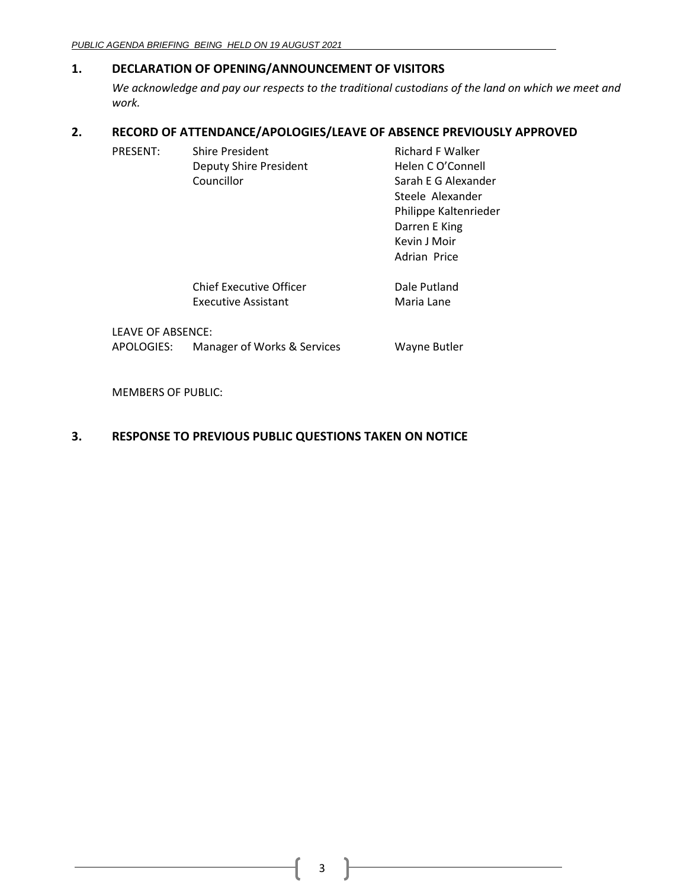## 1. DECLARATION OF OPENING/ANNOUNCEMENT OF VISITORS

*We acknowledge and pay our respects to the traditional custodians of the land on which we meet and work.*

## 2. RECORD OF ATTENDANCE/APOLOGIES/LEAVE OF ABSENCE PREVIOUSLY APPROVED

| | | |
|---|---|---|
| PRESENT: | Shire President | Richard F Walker |
| | Deputy Shire President | Helen C O'Connell |
| | Councillor | Sarah E G Alexander |
| | | Steele Alexander |
| | | Philippe Kaltenrieder |
| | | Darren E King |
| | | Kevin J Moir |
| | | Adrian Price |
| | Chief Executive Officer | Dale Putland |
| | Executive Assistant | Maria Lane |
| LEAVE OF ABSENCE: | | |
| APOLOGIES: | Manager of Works & Services | Wayne Butler |

MEMBERS OF PUBLIC:

## 3. RESPONSE TO PREVIOUS PUBLIC QUESTIONS TAKEN ON NOTICE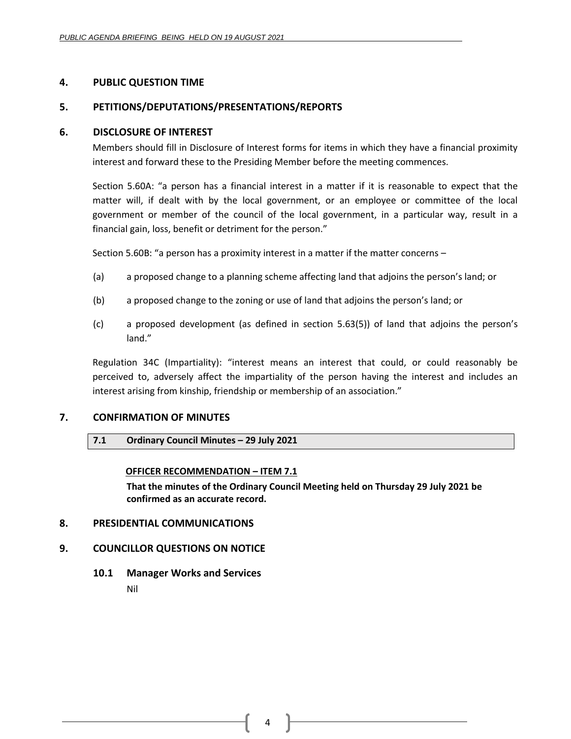## 4. PUBLIC QUESTION TIME

## 5. PETITIONS/DEPUTATIONS/PRESENTATIONS/REPORTS

## 6. DISCLOSURE OF INTEREST

Members should fill in Disclosure of Interest forms for items in which they have a financial proximity interest and forward these to the Presiding Member before the meeting commences.

Section 5.60A: "a person has a financial interest in a matter if it is reasonable to expect that the matter will, if dealt with by the local government, or an employee or committee of the local government or member of the council of the local government, in a particular way, result in a financial gain, loss, benefit or detriment for the person."

Section 5.60B: "a person has a proximity interest in a matter if the matter concerns –

(a) a proposed change to a planning scheme affecting land that adjoins the person's land; or

(b) a proposed change to the zoning or use of land that adjoins the person's land; or

(c) a proposed development (as defined in section 5.63(5)) of land that adjoins the person's land."

Regulation 34C (Impartiality): "interest means an interest that could, or could reasonably be perceived to, adversely affect the impartiality of the person having the interest and includes an interest arising from kinship, friendship or membership of an association."

## 7. CONFIRMATION OF MINUTES

### 7.1 Ordinary Council Minutes – 29 July 2021

**OFFICER RECOMMENDATION – ITEM 7.1**

**That the minutes of the Ordinary Council Meeting held on Thursday 29 July 2021 be confirmed as an accurate record.**

## 8. PRESIDENTIAL COMMUNICATIONS

## 9. COUNCILLOR QUESTIONS ON NOTICE

### 10.1 Manager Works and Services

Nil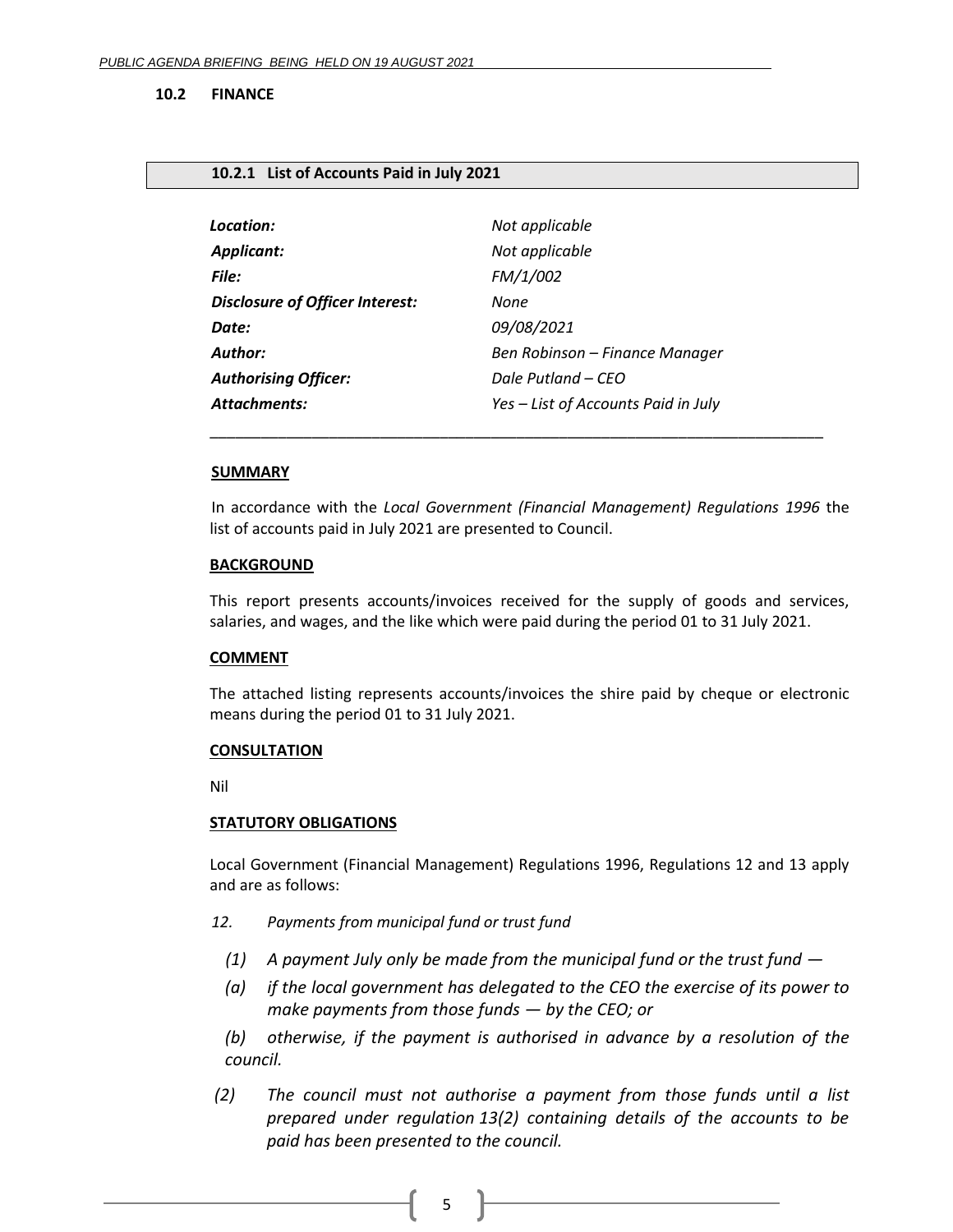## 10.2 FINANCE

### 10.2.1 List of Accounts Paid in July 2021

| | |
|---|---|
| ***Location:*** | *Not applicable* |
| ***Applicant:*** | *Not applicable* |
| ***File:*** | *FM/1/002* |
| ***Disclosure of Officer Interest:*** | *None* |
| ***Date:*** | *09/08/2021* |
| ***Author:*** | *Ben Robinson – Finance Manager* |
| ***Authorising Officer:*** | *Dale Putland – CEO* |
| ***Attachments:*** | *Yes – List of Accounts Paid in July* |

---

**SUMMARY**

In accordance with the *Local Government (Financial Management) Regulations 1996* the list of accounts paid in July 2021 are presented to Council.

**BACKGROUND**

This report presents accounts/invoices received for the supply of goods and services, salaries, and wages, and the like which were paid during the period 01 to 31 July 2021.

**COMMENT**

The attached listing represents accounts/invoices the shire paid by cheque or electronic means during the period 01 to 31 July 2021.

**CONSULTATION**

Nil

**STATUTORY OBLIGATIONS**

Local Government (Financial Management) Regulations 1996, Regulations 12 and 13 apply and are as follows:

*12. Payments from municipal fund or trust fund*

*(1) A payment July only be made from the municipal fund or the trust fund —*

*(a) if the local government has delegated to the CEO the exercise of its power to make payments from those funds — by the CEO; or*

*(b) otherwise, if the payment is authorised in advance by a resolution of the council.*

*(2) The council must not authorise a payment from those funds until a list prepared under regulation 13(2) containing details of the accounts to be paid has been presented to the council.*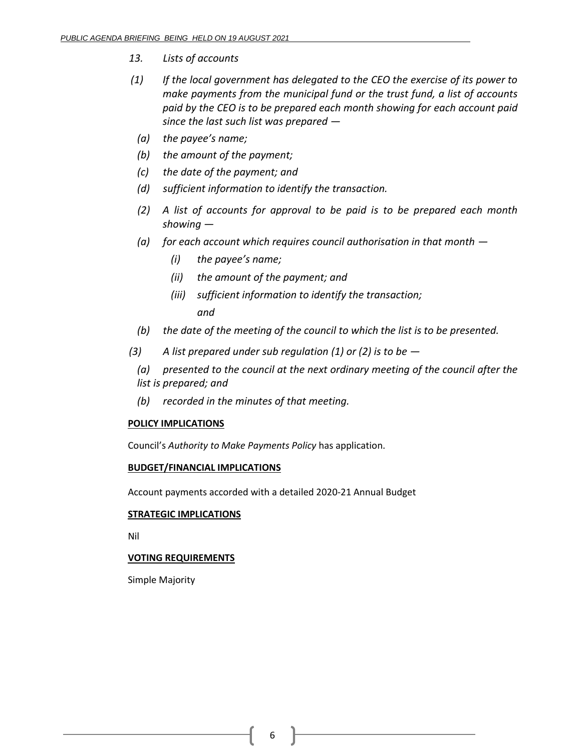*13. Lists of accounts*

*(1) If the local government has delegated to the CEO the exercise of its power to make payments from the municipal fund or the trust fund, a list of accounts paid by the CEO is to be prepared each month showing for each account paid since the last such list was prepared —*

*(a) the payee's name;*

*(b) the amount of the payment;*

*(c) the date of the payment; and*

*(d) sufficient information to identify the transaction.*

*(2) A list of accounts for approval to be paid is to be prepared each month showing —*

*(a) for each account which requires council authorisation in that month —*

*(i) the payee's name;*

*(ii) the amount of the payment; and*

*(iii) sufficient information to identify the transaction; and*

*(b) the date of the meeting of the council to which the list is to be presented.*

*(3) A list prepared under sub regulation (1) or (2) is to be —*

*(a) presented to the council at the next ordinary meeting of the council after the list is prepared; and*

*(b) recorded in the minutes of that meeting.*

**POLICY IMPLICATIONS**

Council's *Authority to Make Payments Policy* has application.

**BUDGET/FINANCIAL IMPLICATIONS**

Account payments accorded with a detailed 2020-21 Annual Budget

**STRATEGIC IMPLICATIONS**

Nil

**VOTING REQUIREMENTS**

Simple Majority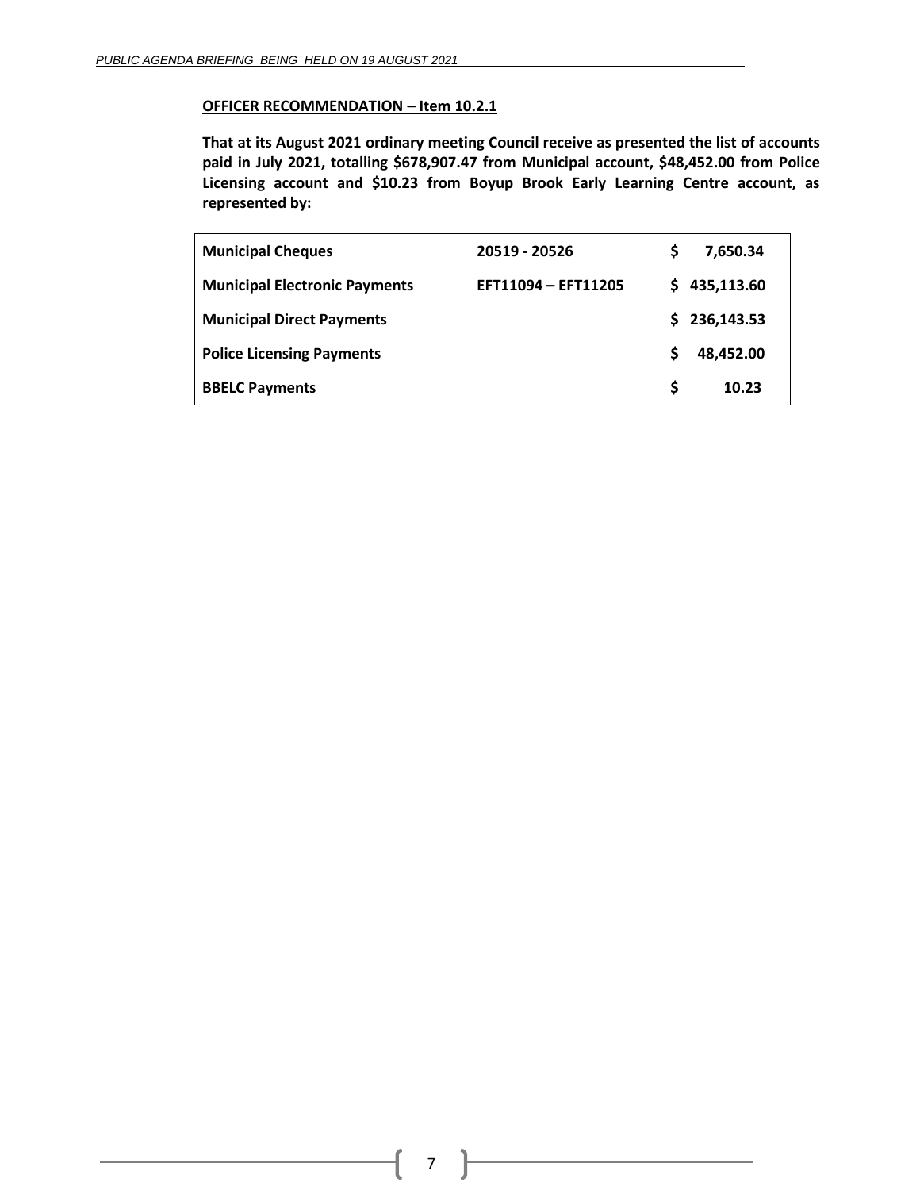**<u>OFFICER RECOMMENDATION – Item 10.2.1</u>**

**That at its August 2021 ordinary meeting Council receive as presented the list of accounts paid in July 2021, totalling $678,907.47 from Municipal account, $48,452.00 from Police Licensing account and $10.23 from Boyup Brook Early Learning Centre account, as represented by:**

| | | |
|---|---|---|
| **Municipal Cheques** | **20519 - 20526** | **$ 7,650.34** |
| **Municipal Electronic Payments** | **EFT11094 – EFT11205** | **$ 435,113.60** |
| **Municipal Direct Payments** | | **$ 236,143.53** |
| **Police Licensing Payments** | | **$ 48,452.00** |
| **BBELC Payments** | | **$ 10.23** |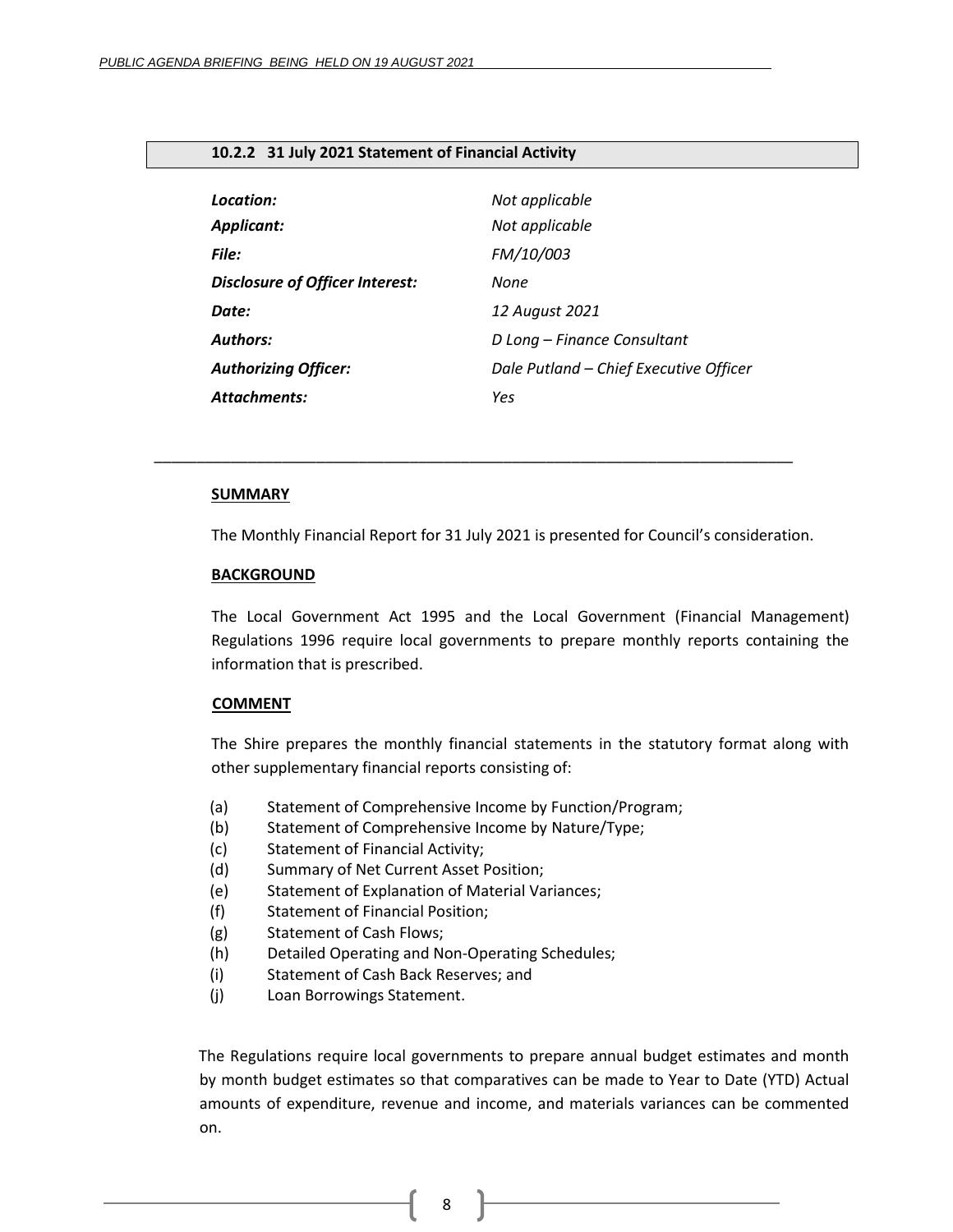## 10.2.2 31 July 2021 Statement of Financial Activity

| | |
|---|---|
| ***Location:*** | *Not applicable* |
| ***Applicant:*** | *Not applicable* |
| ***File:*** | *FM/10/003* |
| ***Disclosure of Officer Interest:*** | *None* |
| ***Date:*** | *12 August 2021* |
| ***Authors:*** | *D Long – Finance Consultant* |
| ***Authorizing Officer:*** | *Dale Putland – Chief Executive Officer* |
| ***Attachments:*** | *Yes* |

---

**SUMMARY**

The Monthly Financial Report for 31 July 2021 is presented for Council's consideration.

**BACKGROUND**

The Local Government Act 1995 and the Local Government (Financial Management) Regulations 1996 require local governments to prepare monthly reports containing the information that is prescribed.

**COMMENT**

The Shire prepares the monthly financial statements in the statutory format along with other supplementary financial reports consisting of:

(a) Statement of Comprehensive Income by Function/Program;
(b) Statement of Comprehensive Income by Nature/Type;
(c) Statement of Financial Activity;
(d) Summary of Net Current Asset Position;
(e) Statement of Explanation of Material Variances;
(f) Statement of Financial Position;
(g) Statement of Cash Flows;
(h) Detailed Operating and Non-Operating Schedules;
(i) Statement of Cash Back Reserves; and
(j) Loan Borrowings Statement.

The Regulations require local governments to prepare annual budget estimates and month by month budget estimates so that comparatives can be made to Year to Date (YTD) Actual amounts of expenditure, revenue and income, and materials variances can be commented on.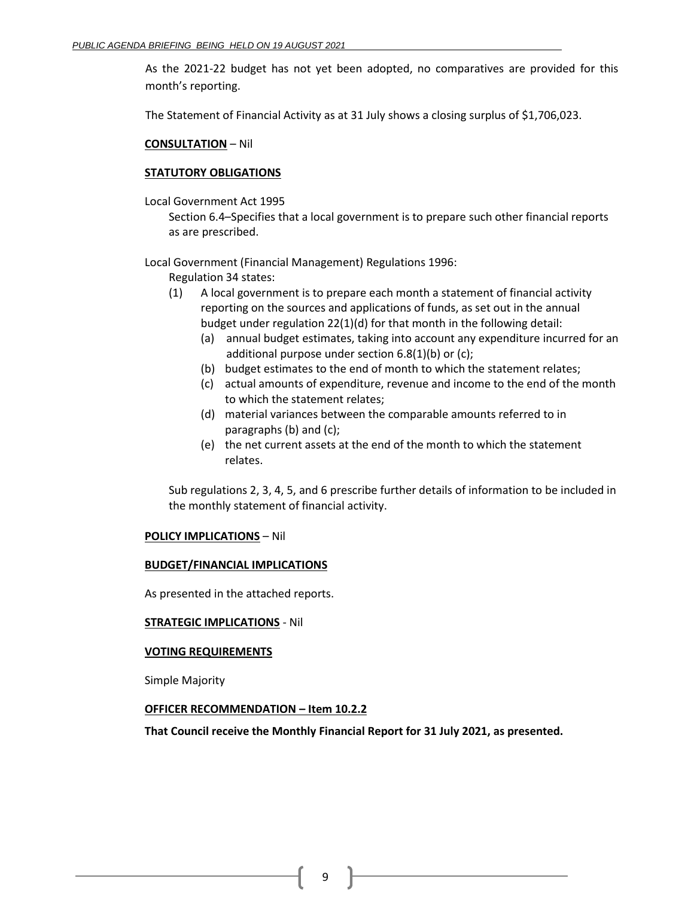As the 2021-22 budget has not yet been adopted, no comparatives are provided for this month's reporting.

The Statement of Financial Activity as at 31 July shows a closing surplus of $1,706,023.

**CONSULTATION** – Nil

**STATUTORY OBLIGATIONS**

Local Government Act 1995

Section 6.4–Specifies that a local government is to prepare such other financial reports as are prescribed.

Local Government (Financial Management) Regulations 1996:

Regulation 34 states:

(1) A local government is to prepare each month a statement of financial activity reporting on the sources and applications of funds, as set out in the annual budget under regulation 22(1)(d) for that month in the following detail:

   (a) annual budget estimates, taking into account any expenditure incurred for an additional purpose under section 6.8(1)(b) or (c);
   (b) budget estimates to the end of month to which the statement relates;
   (c) actual amounts of expenditure, revenue and income to the end of the month to which the statement relates;
   (d) material variances between the comparable amounts referred to in paragraphs (b) and (c);
   (e) the net current assets at the end of the month to which the statement relates.

Sub regulations 2, 3, 4, 5, and 6 prescribe further details of information to be included in the monthly statement of financial activity.

**POLICY IMPLICATIONS** – Nil

**BUDGET/FINANCIAL IMPLICATIONS**

As presented in the attached reports.

**STRATEGIC IMPLICATIONS** - Nil

**VOTING REQUIREMENTS**

Simple Majority

**OFFICER RECOMMENDATION – Item 10.2.2**

**That Council receive the Monthly Financial Report for 31 July 2021, as presented.**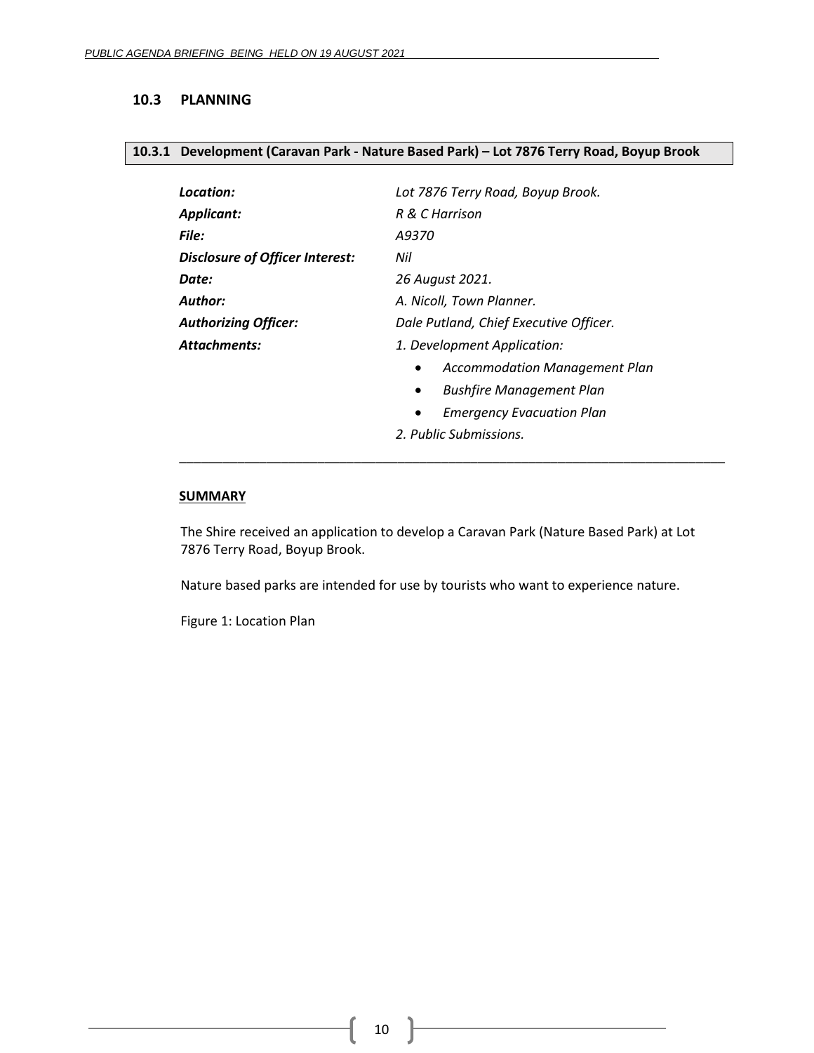## 10.3 PLANNING

### 10.3.1 Development (Caravan Park - Nature Based Park) – Lot 7876 Terry Road, Boyup Brook

| | |
|---|---|
| ***Location:*** | *Lot 7876 Terry Road, Boyup Brook.* |
| ***Applicant:*** | *R & C Harrison* |
| ***File:*** | *A9370* |
| ***Disclosure of Officer Interest:*** | *Nil* |
| ***Date:*** | *26 August 2021.* |
| ***Author:*** | *A. Nicoll, Town Planner.* |
| ***Authorizing Officer:*** | *Dale Putland, Chief Executive Officer.* |
| ***Attachments:*** | *1. Development Application:* |

- *Accommodation Management Plan*
- *Bushfire Management Plan*
- *Emergency Evacuation Plan*

*2. Public Submissions.*

---

**SUMMARY**

The Shire received an application to develop a Caravan Park (Nature Based Park) at Lot 7876 Terry Road, Boyup Brook.

Nature based parks are intended for use by tourists who want to experience nature.

Figure 1: Location Plan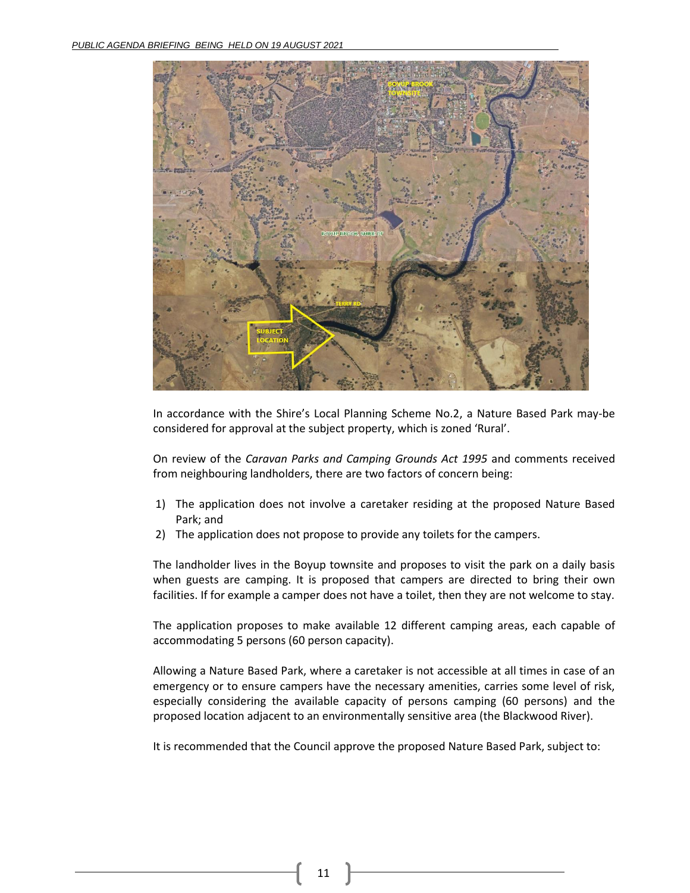In accordance with the Shire's Local Planning Scheme No.2, a Nature Based Park may-be considered for approval at the subject property, which is zoned 'Rural'.

On review of the *Caravan Parks and Camping Grounds Act 1995* and comments received from neighbouring landholders, there are two factors of concern being:

1) The application does not involve a caretaker residing at the proposed Nature Based Park; and
2) The application does not propose to provide any toilets for the campers.

The landholder lives in the Boyup townsite and proposes to visit the park on a daily basis when guests are camping. It is proposed that campers are directed to bring their own facilities. If for example a camper does not have a toilet, then they are not welcome to stay.

The application proposes to make available 12 different camping areas, each capable of accommodating 5 persons (60 person capacity).

Allowing a Nature Based Park, where a caretaker is not accessible at all times in case of an emergency or to ensure campers have the necessary amenities, carries some level of risk, especially considering the available capacity of persons camping (60 persons) and the proposed location adjacent to an environmentally sensitive area (the Blackwood River).

It is recommended that the Council approve the proposed Nature Based Park, subject to: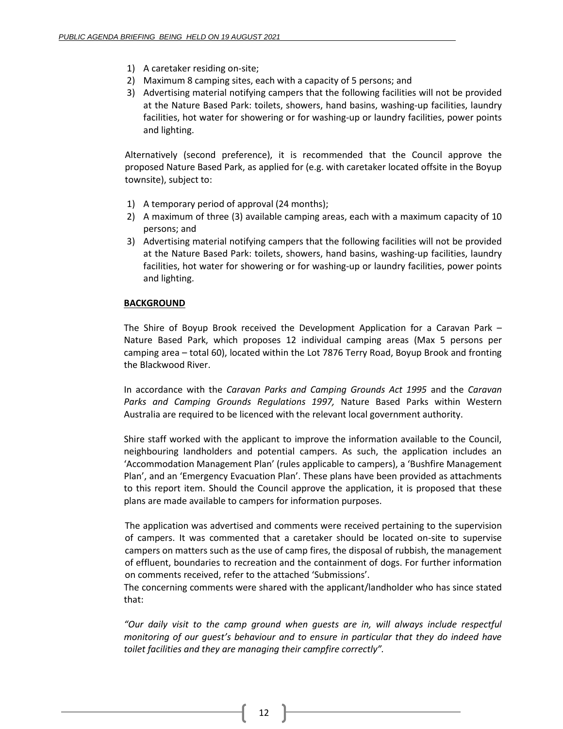1) A caretaker residing on-site;
2) Maximum 8 camping sites, each with a capacity of 5 persons; and
3) Advertising material notifying campers that the following facilities will not be provided at the Nature Based Park: toilets, showers, hand basins, washing-up facilities, laundry facilities, hot water for showering or for washing-up or laundry facilities, power points and lighting.

Alternatively (second preference), it is recommended that the Council approve the proposed Nature Based Park, as applied for (e.g. with caretaker located offsite in the Boyup townsite), subject to:

1) A temporary period of approval (24 months);
2) A maximum of three (3) available camping areas, each with a maximum capacity of 10 persons; and
3) Advertising material notifying campers that the following facilities will not be provided at the Nature Based Park: toilets, showers, hand basins, washing-up facilities, laundry facilities, hot water for showering or for washing-up or laundry facilities, power points and lighting.

**BACKGROUND**

The Shire of Boyup Brook received the Development Application for a Caravan Park – Nature Based Park, which proposes 12 individual camping areas (Max 5 persons per camping area – total 60), located within the Lot 7876 Terry Road, Boyup Brook and fronting the Blackwood River.

In accordance with the *Caravan Parks and Camping Grounds Act 1995* and the *Caravan Parks and Camping Grounds Regulations 1997,* Nature Based Parks within Western Australia are required to be licenced with the relevant local government authority.

Shire staff worked with the applicant to improve the information available to the Council, neighbouring landholders and potential campers. As such, the application includes an 'Accommodation Management Plan' (rules applicable to campers), a 'Bushfire Management Plan', and an 'Emergency Evacuation Plan'. These plans have been provided as attachments to this report item. Should the Council approve the application, it is proposed that these plans are made available to campers for information purposes.

The application was advertised and comments were received pertaining to the supervision of campers. It was commented that a caretaker should be located on-site to supervise campers on matters such as the use of camp fires, the disposal of rubbish, the management of effluent, boundaries to recreation and the containment of dogs. For further information on comments received, refer to the attached 'Submissions'.

The concerning comments were shared with the applicant/landholder who has since stated that:

*"Our daily visit to the camp ground when guests are in, will always include respectful monitoring of our guest's behaviour and to ensure in particular that they do indeed have toilet facilities and they are managing their campfire correctly".*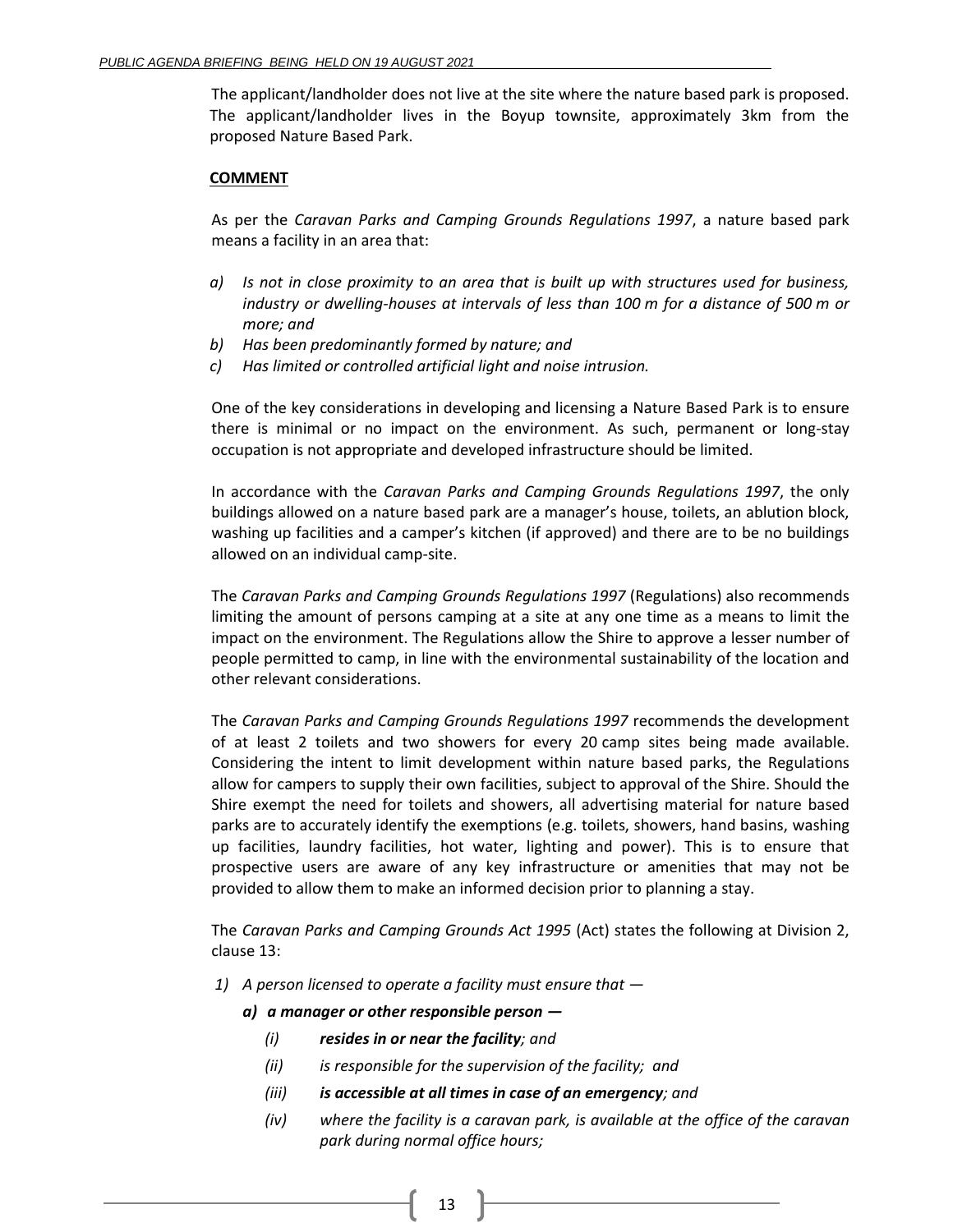The applicant/landholder does not live at the site where the nature based park is proposed. The applicant/landholder lives in the Boyup townsite, approximately 3km from the proposed Nature Based Park.

**COMMENT**

As per the *Caravan Parks and Camping Grounds Regulations 1997*, a nature based park means a facility in an area that:

*a) Is not in close proximity to an area that is built up with structures used for business, industry or dwelling-houses at intervals of less than 100 m for a distance of 500 m or more; and*
*b) Has been predominantly formed by nature; and*
*c) Has limited or controlled artificial light and noise intrusion.*

One of the key considerations in developing and licensing a Nature Based Park is to ensure there is minimal or no impact on the environment. As such, permanent or long-stay occupation is not appropriate and developed infrastructure should be limited.

In accordance with the *Caravan Parks and Camping Grounds Regulations 1997*, the only buildings allowed on a nature based park are a manager's house, toilets, an ablution block, washing up facilities and a camper's kitchen (if approved) and there are to be no buildings allowed on an individual camp-site.

The *Caravan Parks and Camping Grounds Regulations 1997* (Regulations) also recommends limiting the amount of persons camping at a site at any one time as a means to limit the impact on the environment. The Regulations allow the Shire to approve a lesser number of people permitted to camp, in line with the environmental sustainability of the location and other relevant considerations.

The *Caravan Parks and Camping Grounds Regulations 1997* recommends the development of at least 2 toilets and two showers for every 20 camp sites being made available. Considering the intent to limit development within nature based parks, the Regulations allow for campers to supply their own facilities, subject to approval of the Shire. Should the Shire exempt the need for toilets and showers, all advertising material for nature based parks are to accurately identify the exemptions (e.g. toilets, showers, hand basins, washing up facilities, laundry facilities, hot water, lighting and power). This is to ensure that prospective users are aware of any key infrastructure or amenities that may not be provided to allow them to make an informed decision prior to planning a stay.

The *Caravan Parks and Camping Grounds Act 1995* (Act) states the following at Division 2, clause 13:

*1) A person licensed to operate a facility must ensure that —*

***a) a manager or other responsible person —***

*(i)* ***resides in or near the facility****; and*

*(ii) is responsible for the supervision of the facility; and*

*(iii)* ***is accessible at all times in case of an emergency****; and*

*(iv) where the facility is a caravan park, is available at the office of the caravan park during normal office hours;*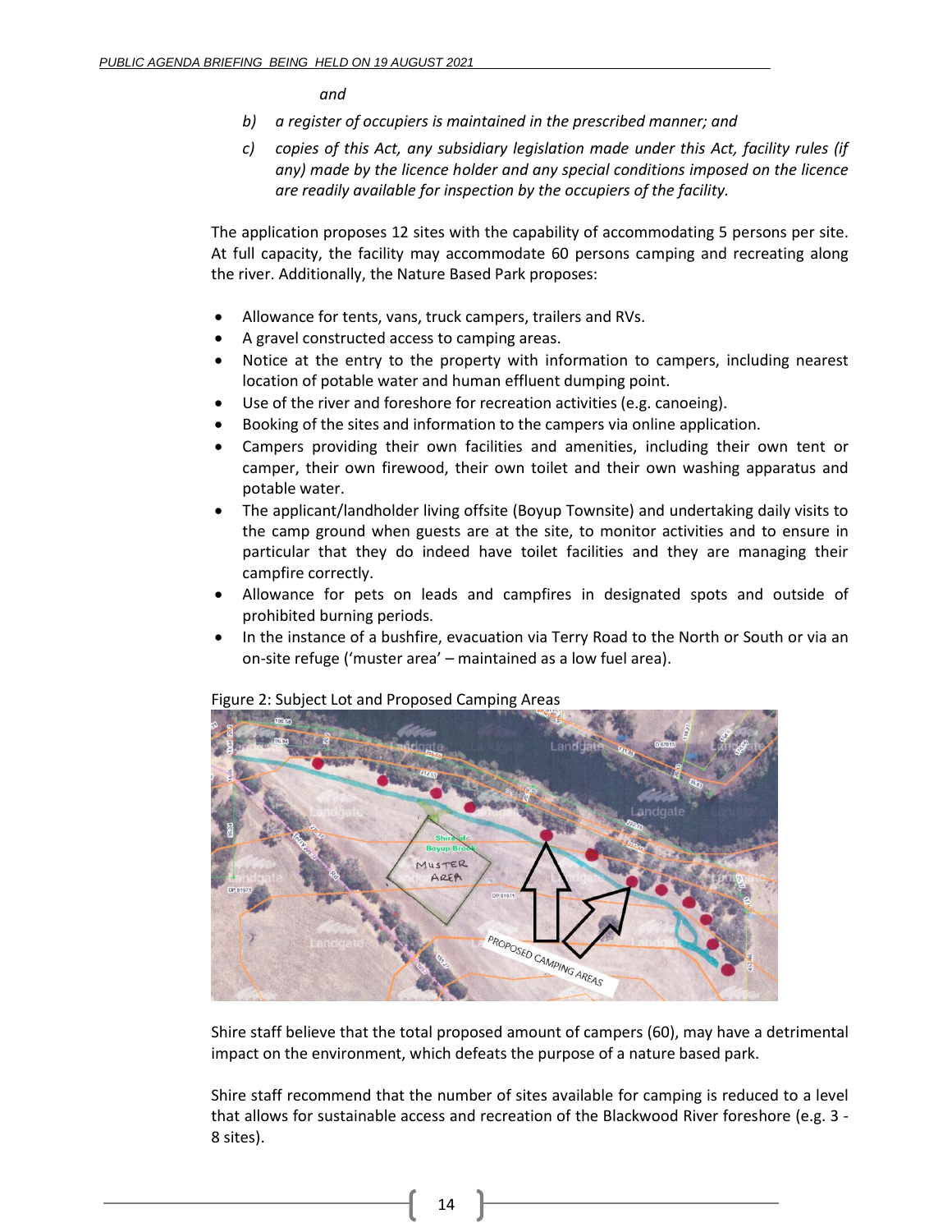*and*

*b) a register of occupiers is maintained in the prescribed manner; and*

*c) copies of this Act, any subsidiary legislation made under this Act, facility rules (if any) made by the licence holder and any special conditions imposed on the licence are readily available for inspection by the occupiers of the facility.*

The application proposes 12 sites with the capability of accommodating 5 persons per site. At full capacity, the facility may accommodate 60 persons camping and recreating along the river. Additionally, the Nature Based Park proposes:

- Allowance for tents, vans, truck campers, trailers and RVs.
- A gravel constructed access to camping areas.
- Notice at the entry to the property with information to campers, including nearest location of potable water and human effluent dumping point.
- Use of the river and foreshore for recreation activities (e.g. canoeing).
- Booking of the sites and information to the campers via online application.
- Campers providing their own facilities and amenities, including their own tent or camper, their own firewood, their own toilet and their own washing apparatus and potable water.
- The applicant/landholder living offsite (Boyup Townsite) and undertaking daily visits to the camp ground when guests are at the site, to monitor activities and to ensure in particular that they do indeed have toilet facilities and they are managing their campfire correctly.
- Allowance for pets on leads and campfires in designated spots and outside of prohibited burning periods.
- In the instance of a bushfire, evacuation via Terry Road to the North or South or via an on-site refuge ('muster area' – maintained as a low fuel area).

Figure 2: Subject Lot and Proposed Camping Areas

Shire staff believe that the total proposed amount of campers (60), may have a detrimental impact on the environment, which defeats the purpose of a nature based park.

Shire staff recommend that the number of sites available for camping is reduced to a level that allows for sustainable access and recreation of the Blackwood River foreshore (e.g. 3 - 8 sites).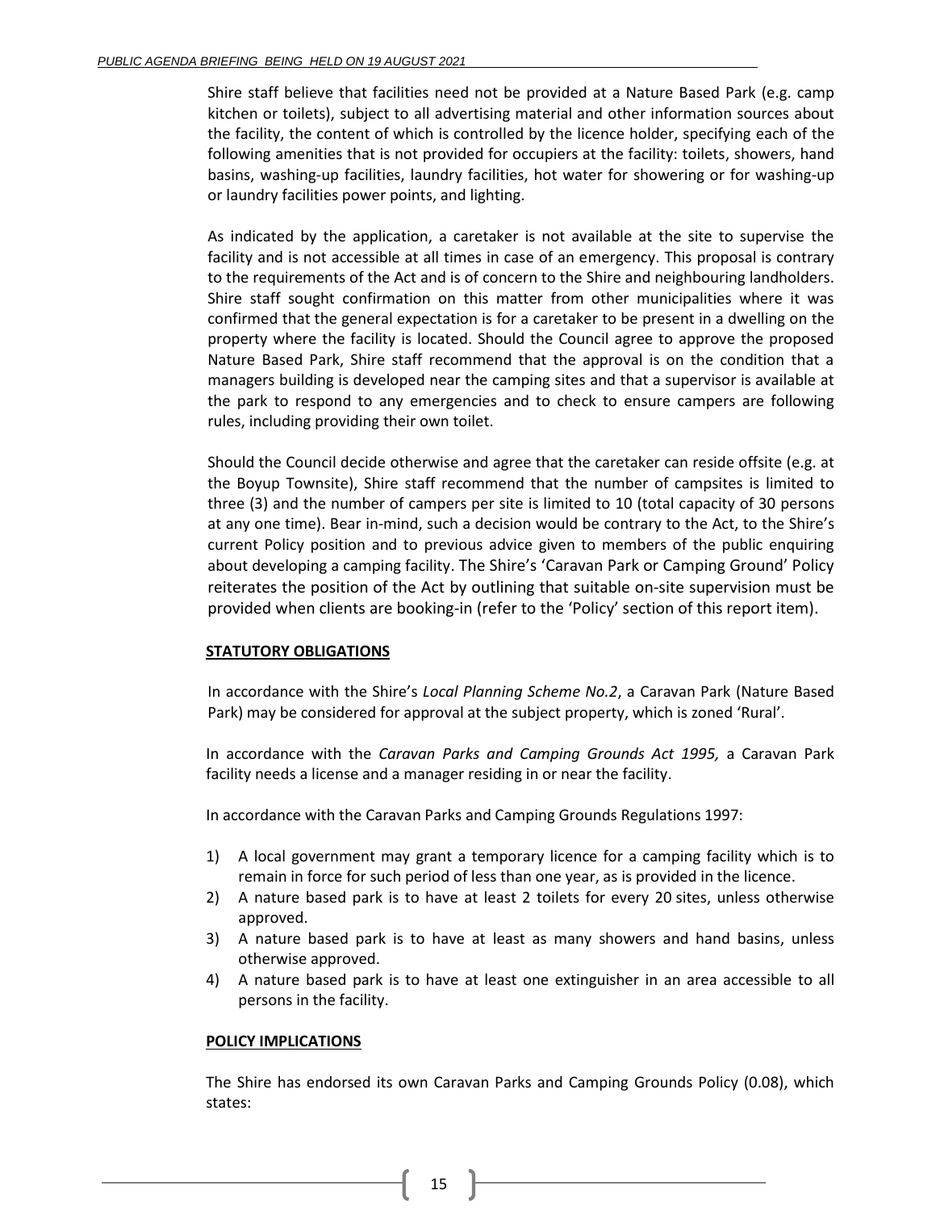Shire staff believe that facilities need not be provided at a Nature Based Park (e.g. camp kitchen or toilets), subject to all advertising material and other information sources about the facility, the content of which is controlled by the licence holder, specifying each of the following amenities that is not provided for occupiers at the facility: toilets, showers, hand basins, washing-up facilities, laundry facilities, hot water for showering or for washing-up or laundry facilities power points, and lighting.

As indicated by the application, a caretaker is not available at the site to supervise the facility and is not accessible at all times in case of an emergency. This proposal is contrary to the requirements of the Act and is of concern to the Shire and neighbouring landholders. Shire staff sought confirmation on this matter from other municipalities where it was confirmed that the general expectation is for a caretaker to be present in a dwelling on the property where the facility is located. Should the Council agree to approve the proposed Nature Based Park, Shire staff recommend that the approval is on the condition that a managers building is developed near the camping sites and that a supervisor is available at the park to respond to any emergencies and to check to ensure campers are following rules, including providing their own toilet.

Should the Council decide otherwise and agree that the caretaker can reside offsite (e.g. at the Boyup Townsite), Shire staff recommend that the number of campsites is limited to three (3) and the number of campers per site is limited to 10 (total capacity of 30 persons at any one time). Bear in-mind, such a decision would be contrary to the Act, to the Shire's current Policy position and to previous advice given to members of the public enquiring about developing a camping facility. The Shire's 'Caravan Park or Camping Ground' Policy reiterates the position of the Act by outlining that suitable on-site supervision must be provided when clients are booking-in (refer to the 'Policy' section of this report item).

**STATUTORY OBLIGATIONS**

In accordance with the Shire's *Local Planning Scheme No.2*, a Caravan Park (Nature Based Park) may be considered for approval at the subject property, which is zoned 'Rural'.

In accordance with the *Caravan Parks and Camping Grounds Act 1995,* a Caravan Park facility needs a license and a manager residing in or near the facility.

In accordance with the Caravan Parks and Camping Grounds Regulations 1997:

1) A local government may grant a temporary licence for a camping facility which is to remain in force for such period of less than one year, as is provided in the licence.
2) A nature based park is to have at least 2 toilets for every 20 sites, unless otherwise approved.
3) A nature based park is to have at least as many showers and hand basins, unless otherwise approved.
4) A nature based park is to have at least one extinguisher in an area accessible to all persons in the facility.

**POLICY IMPLICATIONS**

The Shire has endorsed its own Caravan Parks and Camping Grounds Policy (0.08), which states: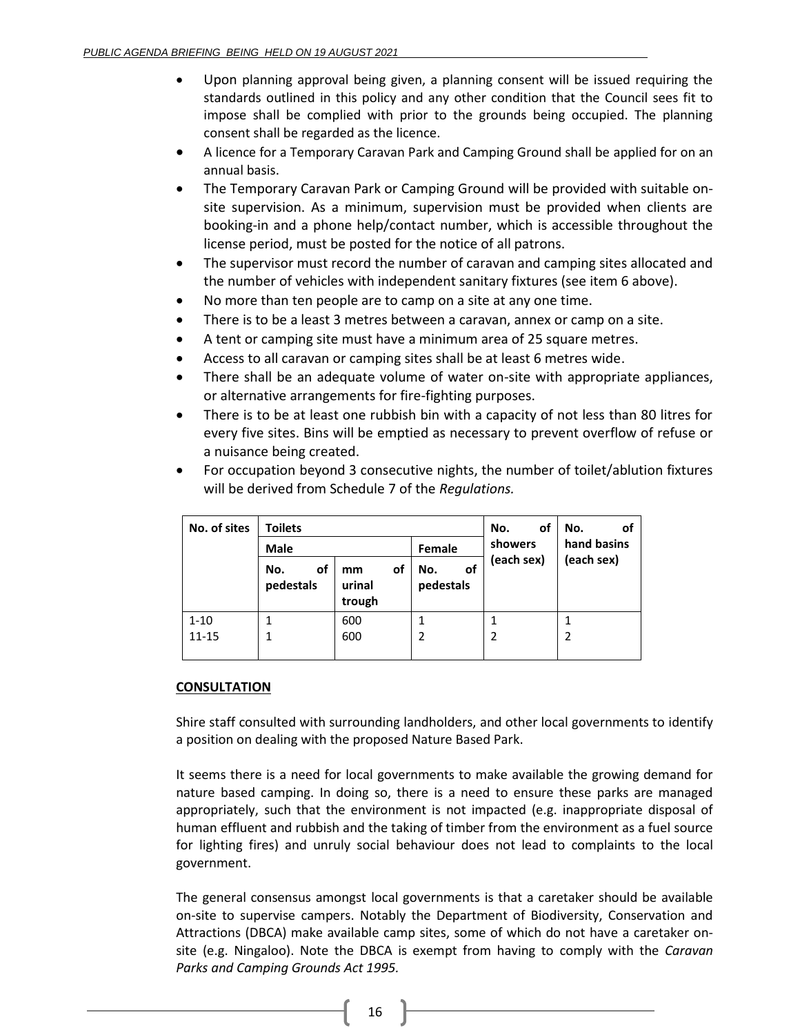- Upon planning approval being given, a planning consent will be issued requiring the standards outlined in this policy and any other condition that the Council sees fit to impose shall be complied with prior to the grounds being occupied. The planning consent shall be regarded as the licence.
- A licence for a Temporary Caravan Park and Camping Ground shall be applied for on an annual basis.
- The Temporary Caravan Park or Camping Ground will be provided with suitable on-site supervision. As a minimum, supervision must be provided when clients are booking-in and a phone help/contact number, which is accessible throughout the license period, must be posted for the notice of all patrons.
- The supervisor must record the number of caravan and camping sites allocated and the number of vehicles with independent sanitary fixtures (see item 6 above).
- No more than ten people are to camp on a site at any one time.
- There is to be a least 3 metres between a caravan, annex or camp on a site.
- A tent or camping site must have a minimum area of 25 square metres.
- Access to all caravan or camping sites shall be at least 6 metres wide.
- There shall be an adequate volume of water on-site with appropriate appliances, or alternative arrangements for fire-fighting purposes.
- There is to be at least one rubbish bin with a capacity of not less than 80 litres for every five sites. Bins will be emptied as necessary to prevent overflow of refuse or a nuisance being created.
- For occupation beyond 3 consecutive nights, the number of toilet/ablution fixtures will be derived from Schedule 7 of the *Regulations.*

| **No. of sites** | **Toilets** | | | **No. of showers (each sex)** | **No. of hand basins (each sex)** |
|---|---|---|---|---|---|
| | **Male** | | **Female** | | |
| | **No. of pedestals** | **mm of urinal trough** | **No. of pedestals** | | |
| 1-10 | 1 | 600 | 1 | 1 | 1 |
| 11-15 | 1 | 600 | 2 | 2 | 2 |

**CONSULTATION**

Shire staff consulted with surrounding landholders, and other local governments to identify a position on dealing with the proposed Nature Based Park.

It seems there is a need for local governments to make available the growing demand for nature based camping. In doing so, there is a need to ensure these parks are managed appropriately, such that the environment is not impacted (e.g. inappropriate disposal of human effluent and rubbish and the taking of timber from the environment as a fuel source for lighting fires) and unruly social behaviour does not lead to complaints to the local government.

The general consensus amongst local governments is that a caretaker should be available on-site to supervise campers. Notably the Department of Biodiversity, Conservation and Attractions (DBCA) make available camp sites, some of which do not have a caretaker on-site (e.g. Ningaloo). Note the DBCA is exempt from having to comply with the *Caravan Parks and Camping Grounds Act 1995.*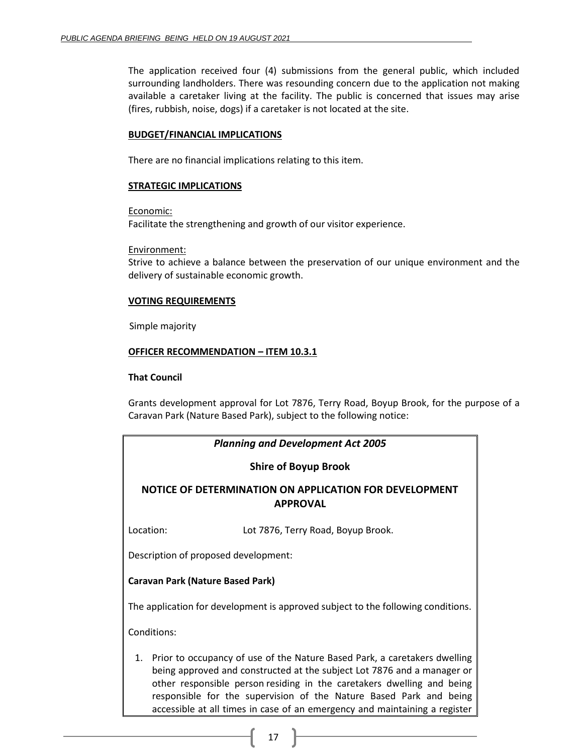The application received four (4) submissions from the general public, which included surrounding landholders. There was resounding concern due to the application not making available a caretaker living at the facility. The public is concerned that issues may arise (fires, rubbish, noise, dogs) if a caretaker is not located at the site.

**BUDGET/FINANCIAL IMPLICATIONS**

There are no financial implications relating to this item.

**STRATEGIC IMPLICATIONS**

Economic:
Facilitate the strengthening and growth of our visitor experience.

Environment:
Strive to achieve a balance between the preservation of our unique environment and the delivery of sustainable economic growth.

**VOTING REQUIREMENTS**

Simple majority

**OFFICER RECOMMENDATION – ITEM 10.3.1**

**That Council**

Grants development approval for Lot 7876, Terry Road, Boyup Brook, for the purpose of a Caravan Park (Nature Based Park), subject to the following notice:

***Planning and Development Act 2005***

**Shire of Boyup Brook**

**NOTICE OF DETERMINATION ON APPLICATION FOR DEVELOPMENT APPROVAL**

Location: Lot 7876, Terry Road, Boyup Brook.

Description of proposed development:

**Caravan Park (Nature Based Park)**

The application for development is approved subject to the following conditions.

Conditions:

1. Prior to occupancy of use of the Nature Based Park, a caretakers dwelling being approved and constructed at the subject Lot 7876 and a manager or other responsible person residing in the caretakers dwelling and being responsible for the supervision of the Nature Based Park and being accessible at all times in case of an emergency and maintaining a register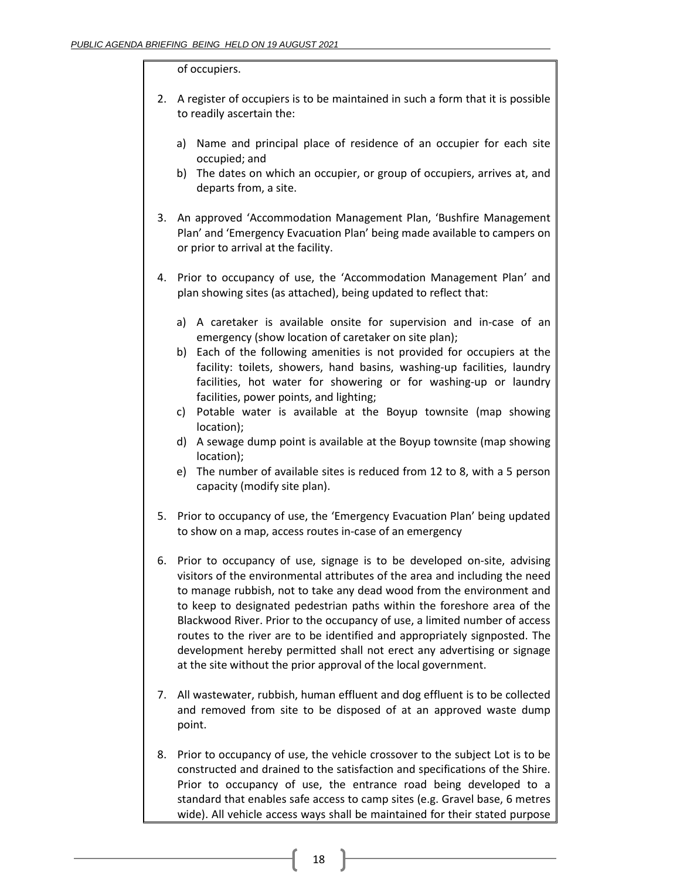of occupiers.

2. A register of occupiers is to be maintained in such a form that it is possible to readily ascertain the:

   a) Name and principal place of residence of an occupier for each site occupied; and
   b) The dates on which an occupier, or group of occupiers, arrives at, and departs from, a site.

3. An approved 'Accommodation Management Plan, 'Bushfire Management Plan' and 'Emergency Evacuation Plan' being made available to campers on or prior to arrival at the facility.

4. Prior to occupancy of use, the 'Accommodation Management Plan' and plan showing sites (as attached), being updated to reflect that:

   a) A caretaker is available onsite for supervision and in-case of an emergency (show location of caretaker on site plan);
   b) Each of the following amenities is not provided for occupiers at the facility: toilets, showers, hand basins, washing-up facilities, laundry facilities, hot water for showering or for washing-up or laundry facilities, power points, and lighting;
   c) Potable water is available at the Boyup townsite (map showing location);
   d) A sewage dump point is available at the Boyup townsite (map showing location);
   e) The number of available sites is reduced from 12 to 8, with a 5 person capacity (modify site plan).

5. Prior to occupancy of use, the 'Emergency Evacuation Plan' being updated to show on a map, access routes in-case of an emergency

6. Prior to occupancy of use, signage is to be developed on-site, advising visitors of the environmental attributes of the area and including the need to manage rubbish, not to take any dead wood from the environment and to keep to designated pedestrian paths within the foreshore area of the Blackwood River. Prior to the occupancy of use, a limited number of access routes to the river are to be identified and appropriately signposted. The development hereby permitted shall not erect any advertising or signage at the site without the prior approval of the local government.

7. All wastewater, rubbish, human effluent and dog effluent is to be collected and removed from site to be disposed of at an approved waste dump point.

8. Prior to occupancy of use, the vehicle crossover to the subject Lot is to be constructed and drained to the satisfaction and specifications of the Shire. Prior to occupancy of use, the entrance road being developed to a standard that enables safe access to camp sites (e.g. Gravel base, 6 metres wide). All vehicle access ways shall be maintained for their stated purpose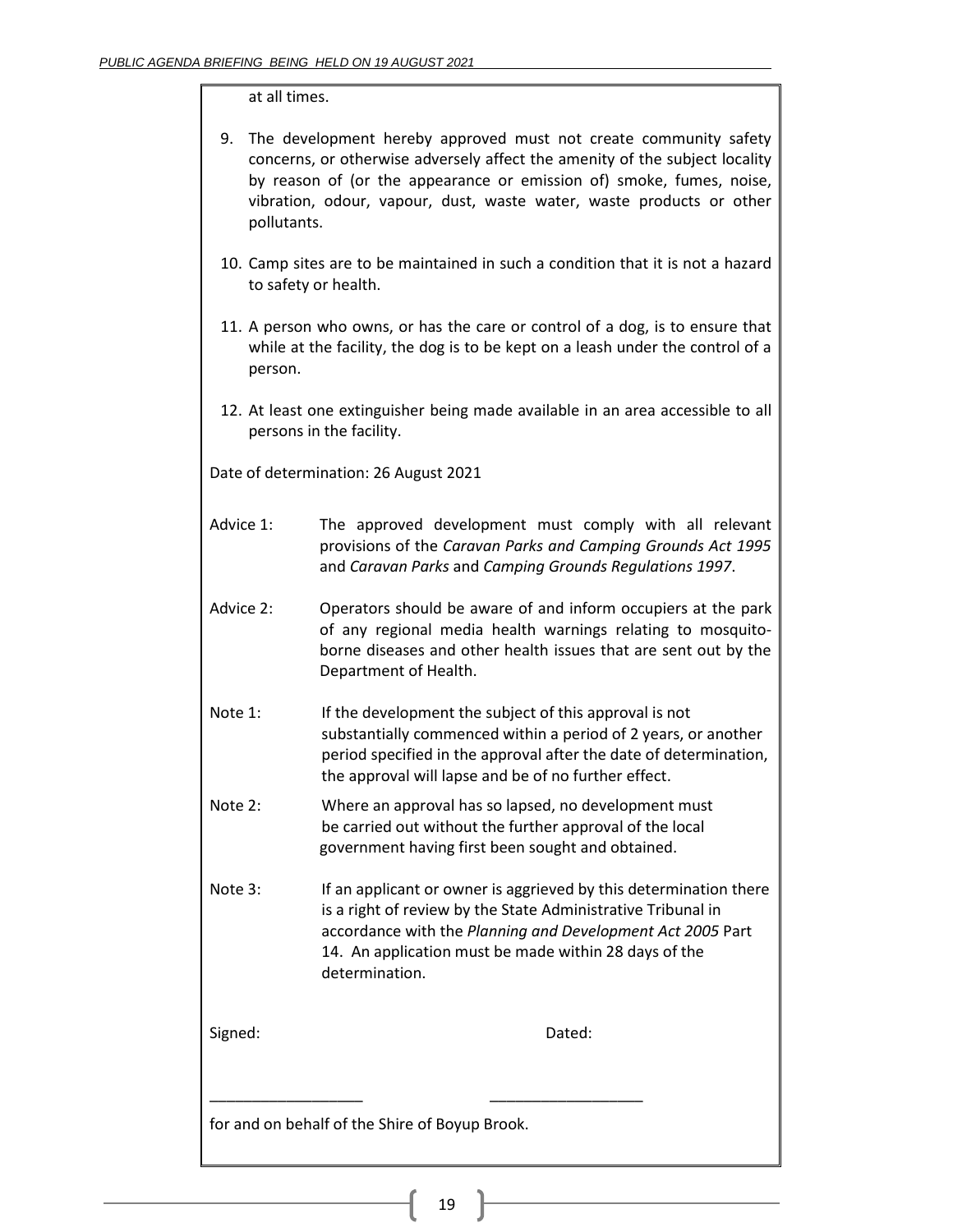at all times.

9. The development hereby approved must not create community safety concerns, or otherwise adversely affect the amenity of the subject locality by reason of (or the appearance or emission of) smoke, fumes, noise, vibration, odour, vapour, dust, waste water, waste products or other pollutants.

10. Camp sites are to be maintained in such a condition that it is not a hazard to safety or health.

11. A person who owns, or has the care or control of a dog, is to ensure that while at the facility, the dog is to be kept on a leash under the control of a person.

12. At least one extinguisher being made available in an area accessible to all persons in the facility.

Date of determination: 26 August 2021

Advice 1: The approved development must comply with all relevant provisions of the *Caravan Parks and Camping Grounds Act 1995* and *Caravan Parks* and *Camping Grounds Regulations 1997*.

Advice 2: Operators should be aware of and inform occupiers at the park of any regional media health warnings relating to mosquito-borne diseases and other health issues that are sent out by the Department of Health.

Note 1: If the development the subject of this approval is not substantially commenced within a period of 2 years, or another period specified in the approval after the date of determination, the approval will lapse and be of no further effect.

Note 2: Where an approval has so lapsed, no development must be carried out without the further approval of the local government having first been sought and obtained.

Note 3: If an applicant or owner is aggrieved by this determination there is a right of review by the State Administrative Tribunal in accordance with the *Planning and Development Act 2005* Part 14. An application must be made within 28 days of the determination.

Signed: Dated:

\_\_\_\_\_\_\_\_\_\_\_\_\_\_\_\_\_\_ \_\_\_\_\_\_\_\_\_\_\_\_\_\_\_\_\_\_

for and on behalf of the Shire of Boyup Brook.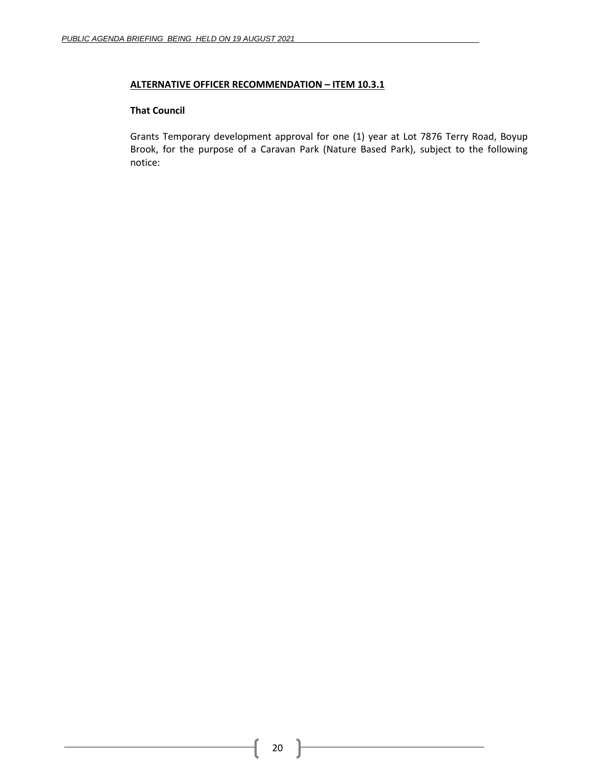**ALTERNATIVE OFFICER RECOMMENDATION – ITEM 10.3.1**

**That Council**

Grants Temporary development approval for one (1) year at Lot 7876 Terry Road, Boyup Brook, for the purpose of a Caravan Park (Nature Based Park), subject to the following notice: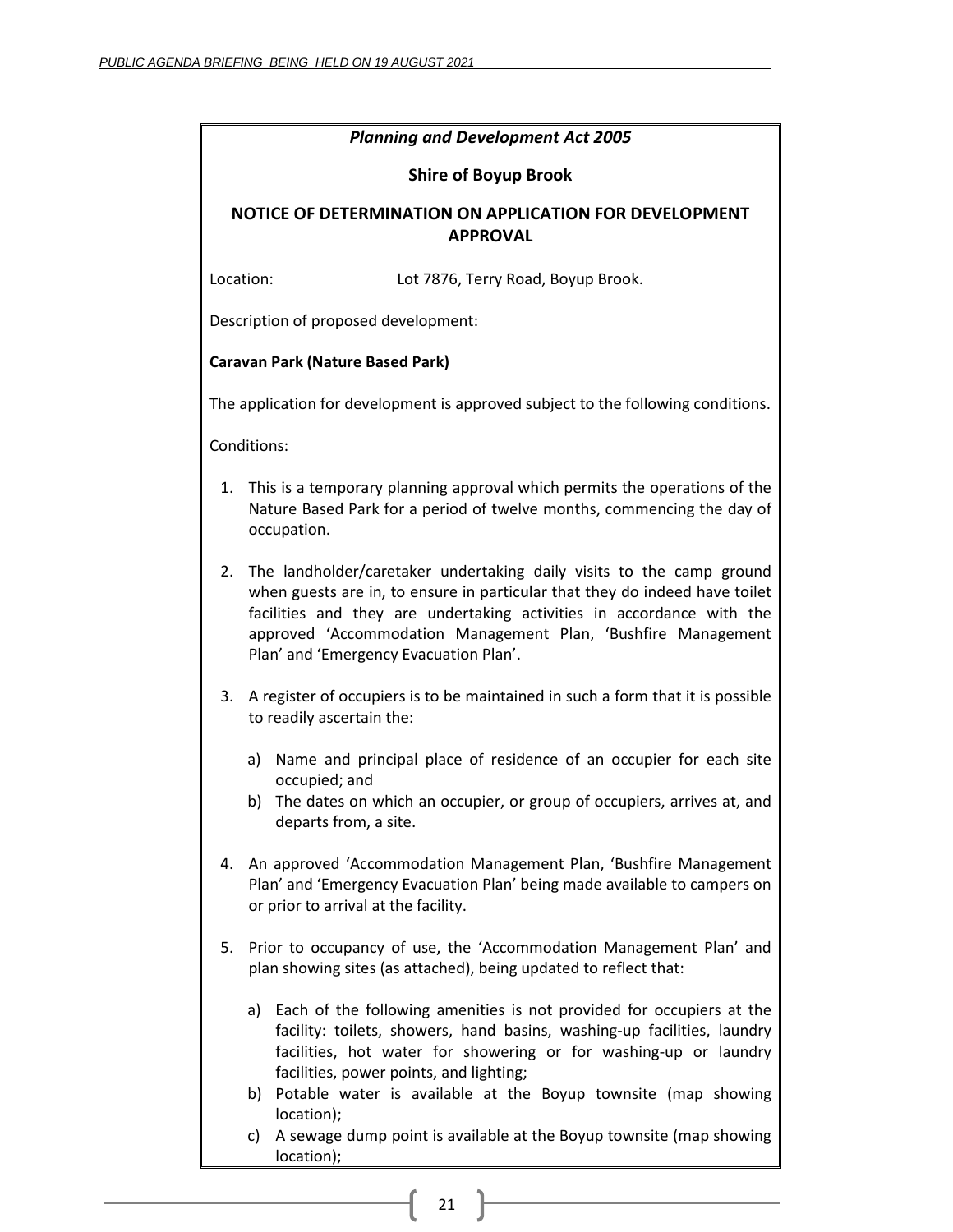*Planning and Development Act 2005*

**Shire of Boyup Brook**

**NOTICE OF DETERMINATION ON APPLICATION FOR DEVELOPMENT APPROVAL**

Location: Lot 7876, Terry Road, Boyup Brook.

Description of proposed development:

**Caravan Park (Nature Based Park)**

The application for development is approved subject to the following conditions.

Conditions:

1. This is a temporary planning approval which permits the operations of the Nature Based Park for a period of twelve months, commencing the day of occupation.

2. The landholder/caretaker undertaking daily visits to the camp ground when guests are in, to ensure in particular that they do indeed have toilet facilities and they are undertaking activities in accordance with the approved 'Accommodation Management Plan, 'Bushfire Management Plan' and 'Emergency Evacuation Plan'.

3. A register of occupiers is to be maintained in such a form that it is possible to readily ascertain the:

   a) Name and principal place of residence of an occupier for each site occupied; and
   b) The dates on which an occupier, or group of occupiers, arrives at, and departs from, a site.

4. An approved 'Accommodation Management Plan, 'Bushfire Management Plan' and 'Emergency Evacuation Plan' being made available to campers on or prior to arrival at the facility.

5. Prior to occupancy of use, the 'Accommodation Management Plan' and plan showing sites (as attached), being updated to reflect that:

   a) Each of the following amenities is not provided for occupiers at the facility: toilets, showers, hand basins, washing-up facilities, laundry facilities, hot water for showering or for washing-up or laundry facilities, power points, and lighting;
   b) Potable water is available at the Boyup townsite (map showing location);
   c) A sewage dump point is available at the Boyup townsite (map showing location);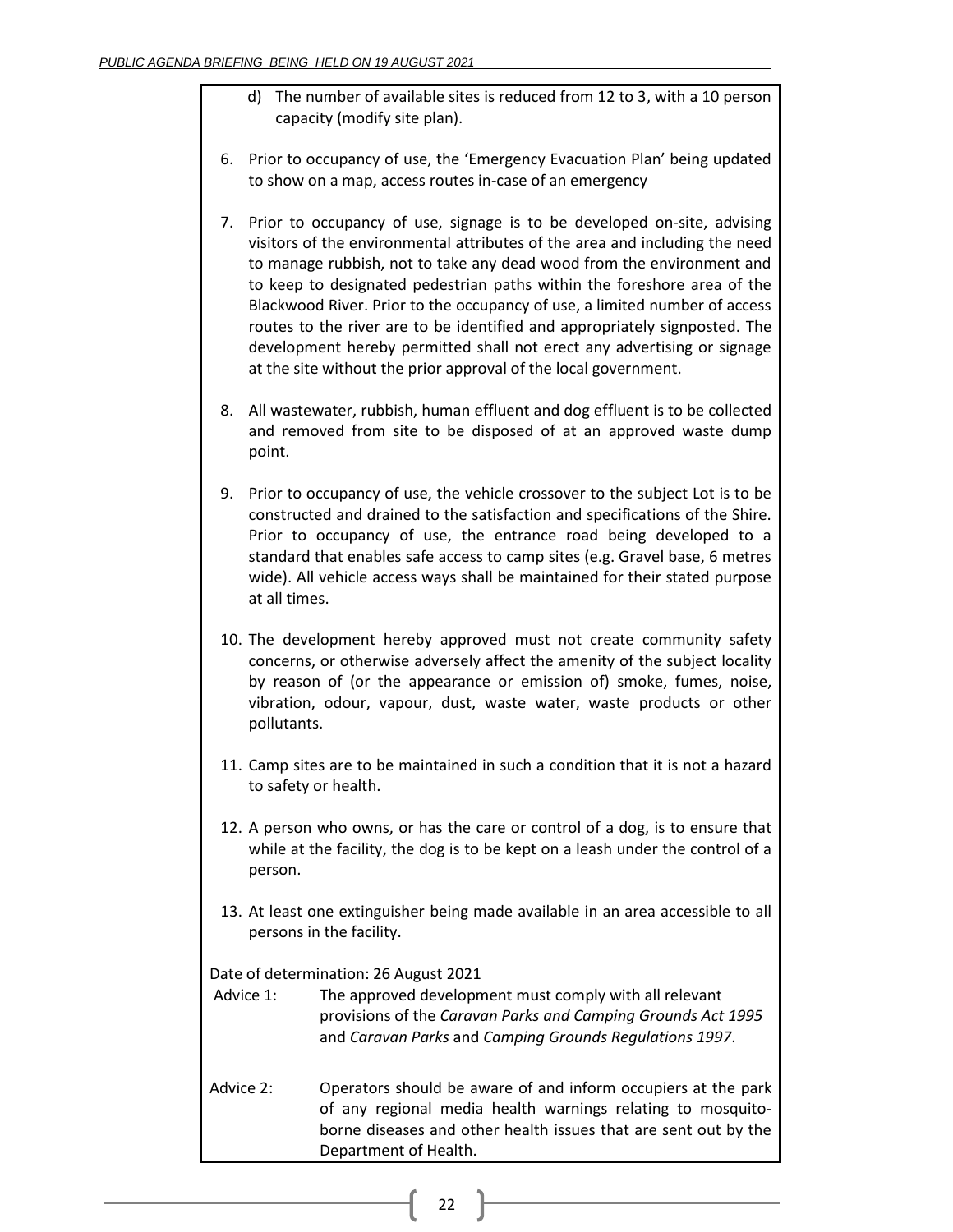d) The number of available sites is reduced from 12 to 3, with a 10 person capacity (modify site plan).

6. Prior to occupancy of use, the 'Emergency Evacuation Plan' being updated to show on a map, access routes in-case of an emergency

7. Prior to occupancy of use, signage is to be developed on-site, advising visitors of the environmental attributes of the area and including the need to manage rubbish, not to take any dead wood from the environment and to keep to designated pedestrian paths within the foreshore area of the Blackwood River. Prior to the occupancy of use, a limited number of access routes to the river are to be identified and appropriately signposted. The development hereby permitted shall not erect any advertising or signage at the site without the prior approval of the local government.

8. All wastewater, rubbish, human effluent and dog effluent is to be collected and removed from site to be disposed of at an approved waste dump point.

9. Prior to occupancy of use, the vehicle crossover to the subject Lot is to be constructed and drained to the satisfaction and specifications of the Shire. Prior to occupancy of use, the entrance road being developed to a standard that enables safe access to camp sites (e.g. Gravel base, 6 metres wide). All vehicle access ways shall be maintained for their stated purpose at all times.

10. The development hereby approved must not create community safety concerns, or otherwise adversely affect the amenity of the subject locality by reason of (or the appearance or emission of) smoke, fumes, noise, vibration, odour, vapour, dust, waste water, waste products or other pollutants.

11. Camp sites are to be maintained in such a condition that it is not a hazard to safety or health.

12. A person who owns, or has the care or control of a dog, is to ensure that while at the facility, the dog is to be kept on a leash under the control of a person.

13. At least one extinguisher being made available in an area accessible to all persons in the facility.

Date of determination: 26 August 2021

Advice 1: The approved development must comply with all relevant provisions of the *Caravan Parks and Camping Grounds Act 1995* and *Caravan Parks* and *Camping Grounds Regulations 1997*.

Advice 2: Operators should be aware of and inform occupiers at the park of any regional media health warnings relating to mosquito-borne diseases and other health issues that are sent out by the Department of Health.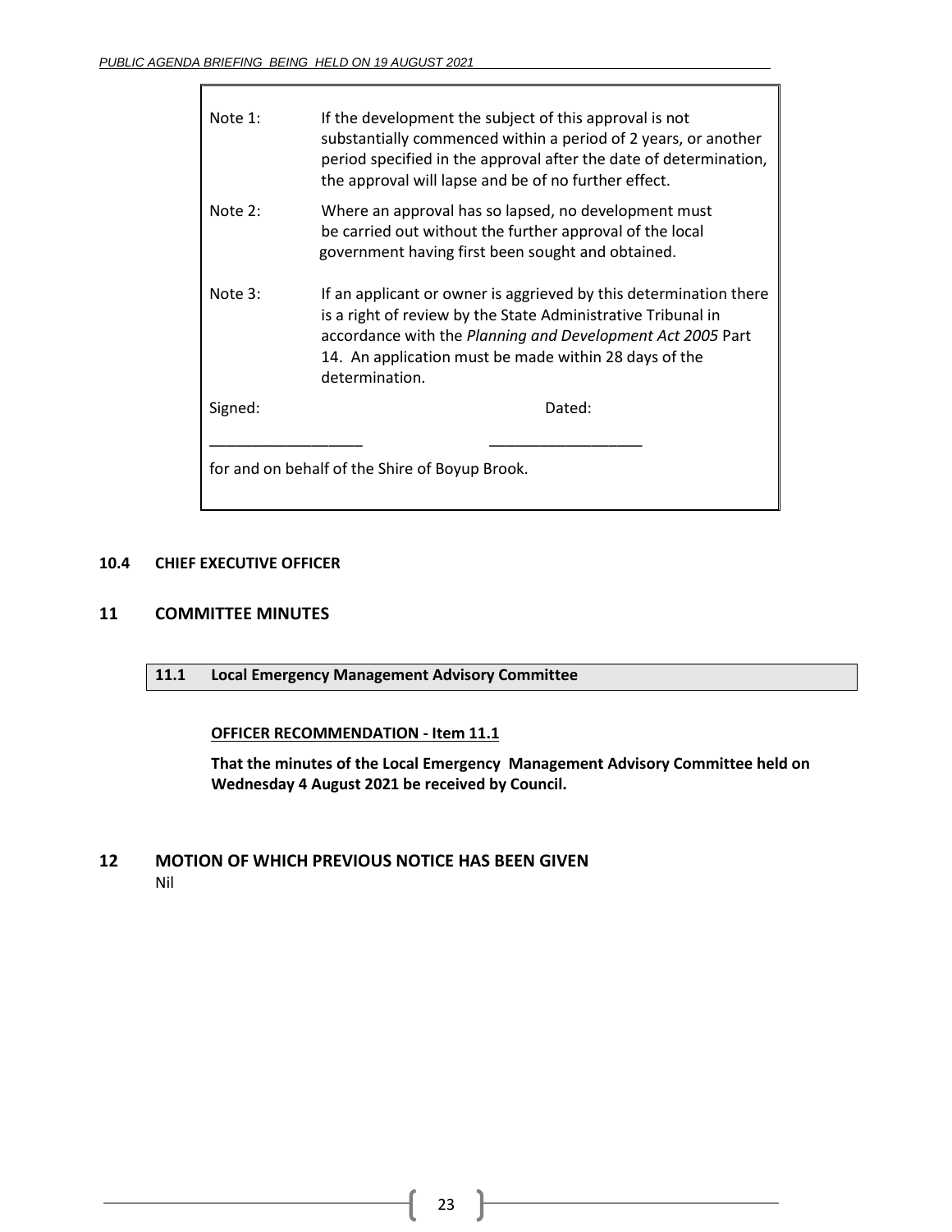| | |
|---|---|
| Note 1: | If the development the subject of this approval is not substantially commenced within a period of 2 years, or another period specified in the approval after the date of determination, the approval will lapse and be of no further effect. |
| Note 2: | Where an approval has so lapsed, no development must be carried out without the further approval of the local government having first been sought and obtained. |
| Note 3: | If an applicant or owner is aggrieved by this determination there is a right of review by the State Administrative Tribunal in accordance with the *Planning and Development Act 2005* Part 14. An application must be made within 28 days of the determination. |

Signed: ____________________ Dated: ____________________

for and on behalf of the Shire of Boyup Brook.

**10.4 CHIEF EXECUTIVE OFFICER**

## 11 COMMITTEE MINUTES

### 11.1 Local Emergency Management Advisory Committee

**OFFICER RECOMMENDATION - Item 11.1**

**That the minutes of the Local Emergency Management Advisory Committee held on Wednesday 4 August 2021 be received by Council.**

## 12 MOTION OF WHICH PREVIOUS NOTICE HAS BEEN GIVEN

Nil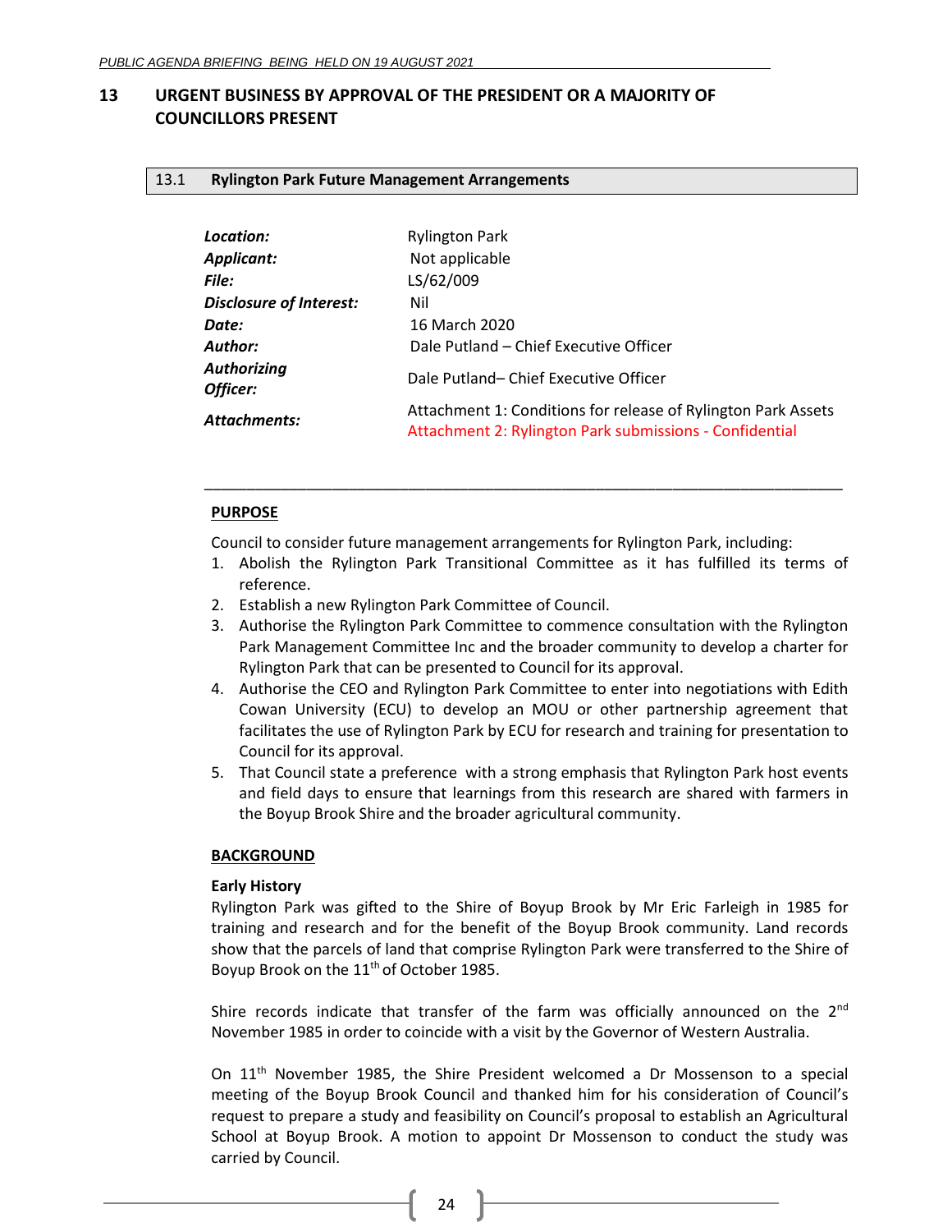# 13 URGENT BUSINESS BY APPROVAL OF THE PRESIDENT OR A MAJORITY OF COUNCILLORS PRESENT

## 13.1 Rylington Park Future Management Arrangements

| | |
|---|---|
| ***Location:*** | Rylington Park |
| ***Applicant:*** | Not applicable |
| ***File:*** | LS/62/009 |
| ***Disclosure of Interest:*** | Nil |
| ***Date:*** | 16 March 2020 |
| ***Author:*** | Dale Putland – Chief Executive Officer |
| ***Authorizing Officer:*** | Dale Putland– Chief Executive Officer |
| ***Attachments:*** | Attachment 1: Conditions for release of Rylington Park Assets<br>Attachment 2: Rylington Park submissions - Confidential |

---

**PURPOSE**

Council to consider future management arrangements for Rylington Park, including:

1. Abolish the Rylington Park Transitional Committee as it has fulfilled its terms of reference.
2. Establish a new Rylington Park Committee of Council.
3. Authorise the Rylington Park Committee to commence consultation with the Rylington Park Management Committee Inc and the broader community to develop a charter for Rylington Park that can be presented to Council for its approval.
4. Authorise the CEO and Rylington Park Committee to enter into negotiations with Edith Cowan University (ECU) to develop an MOU or other partnership agreement that facilitates the use of Rylington Park by ECU for research and training for presentation to Council for its approval.
5. That Council state a preference with a strong emphasis that Rylington Park host events and field days to ensure that learnings from this research are shared with farmers in the Boyup Brook Shire and the broader agricultural community.

**BACKGROUND**

**Early History**

Rylington Park was gifted to the Shire of Boyup Brook by Mr Eric Farleigh in 1985 for training and research and for the benefit of the Boyup Brook community. Land records show that the parcels of land that comprise Rylington Park were transferred to the Shire of Boyup Brook on the 11th of October 1985.

Shire records indicate that transfer of the farm was officially announced on the 2nd November 1985 in order to coincide with a visit by the Governor of Western Australia.

On 11th November 1985, the Shire President welcomed a Dr Mossenson to a special meeting of the Boyup Brook Council and thanked him for his consideration of Council's request to prepare a study and feasibility on Council's proposal to establish an Agricultural School at Boyup Brook. A motion to appoint Dr Mossenson to conduct the study was carried by Council.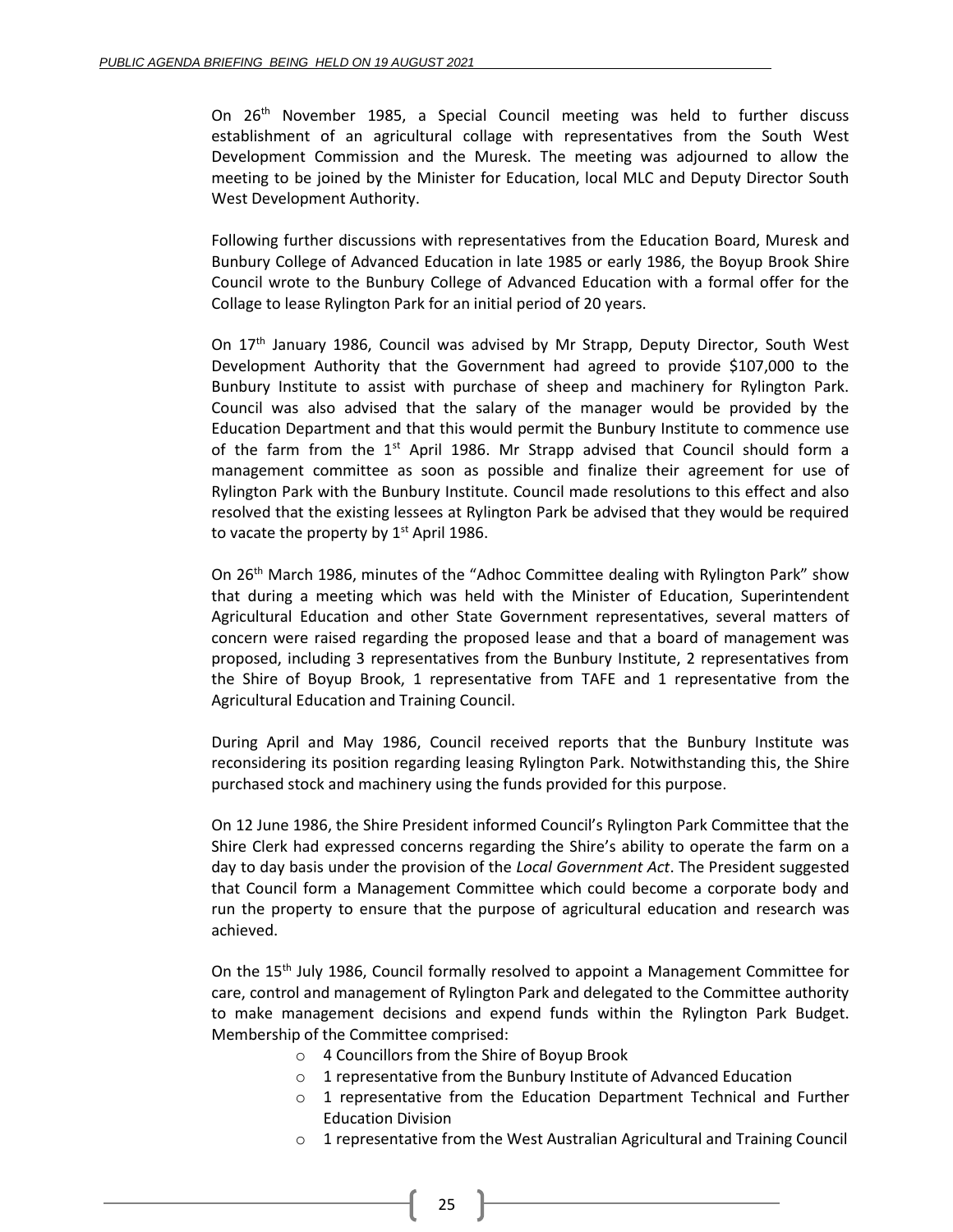On 26th November 1985, a Special Council meeting was held to further discuss establishment of an agricultural collage with representatives from the South West Development Commission and the Muresk. The meeting was adjourned to allow the meeting to be joined by the Minister for Education, local MLC and Deputy Director South West Development Authority.

Following further discussions with representatives from the Education Board, Muresk and Bunbury College of Advanced Education in late 1985 or early 1986, the Boyup Brook Shire Council wrote to the Bunbury College of Advanced Education with a formal offer for the Collage to lease Rylington Park for an initial period of 20 years.

On 17th January 1986, Council was advised by Mr Strapp, Deputy Director, South West Development Authority that the Government had agreed to provide $107,000 to the Bunbury Institute to assist with purchase of sheep and machinery for Rylington Park. Council was also advised that the salary of the manager would be provided by the Education Department and that this would permit the Bunbury Institute to commence use of the farm from the 1st April 1986. Mr Strapp advised that Council should form a management committee as soon as possible and finalize their agreement for use of Rylington Park with the Bunbury Institute. Council made resolutions to this effect and also resolved that the existing lessees at Rylington Park be advised that they would be required to vacate the property by 1st April 1986.

On 26th March 1986, minutes of the "Adhoc Committee dealing with Rylington Park" show that during a meeting which was held with the Minister of Education, Superintendent Agricultural Education and other State Government representatives, several matters of concern were raised regarding the proposed lease and that a board of management was proposed, including 3 representatives from the Bunbury Institute, 2 representatives from the Shire of Boyup Brook, 1 representative from TAFE and 1 representative from the Agricultural Education and Training Council.

During April and May 1986, Council received reports that the Bunbury Institute was reconsidering its position regarding leasing Rylington Park. Notwithstanding this, the Shire purchased stock and machinery using the funds provided for this purpose.

On 12 June 1986, the Shire President informed Council's Rylington Park Committee that the Shire Clerk had expressed concerns regarding the Shire's ability to operate the farm on a day to day basis under the provision of the *Local Government Act*. The President suggested that Council form a Management Committee which could become a corporate body and run the property to ensure that the purpose of agricultural education and research was achieved.

On the 15th July 1986, Council formally resolved to appoint a Management Committee for care, control and management of Rylington Park and delegated to the Committee authority to make management decisions and expend funds within the Rylington Park Budget. Membership of the Committee comprised:

- 4 Councillors from the Shire of Boyup Brook
- 1 representative from the Bunbury Institute of Advanced Education
- 1 representative from the Education Department Technical and Further Education Division
- 1 representative from the West Australian Agricultural and Training Council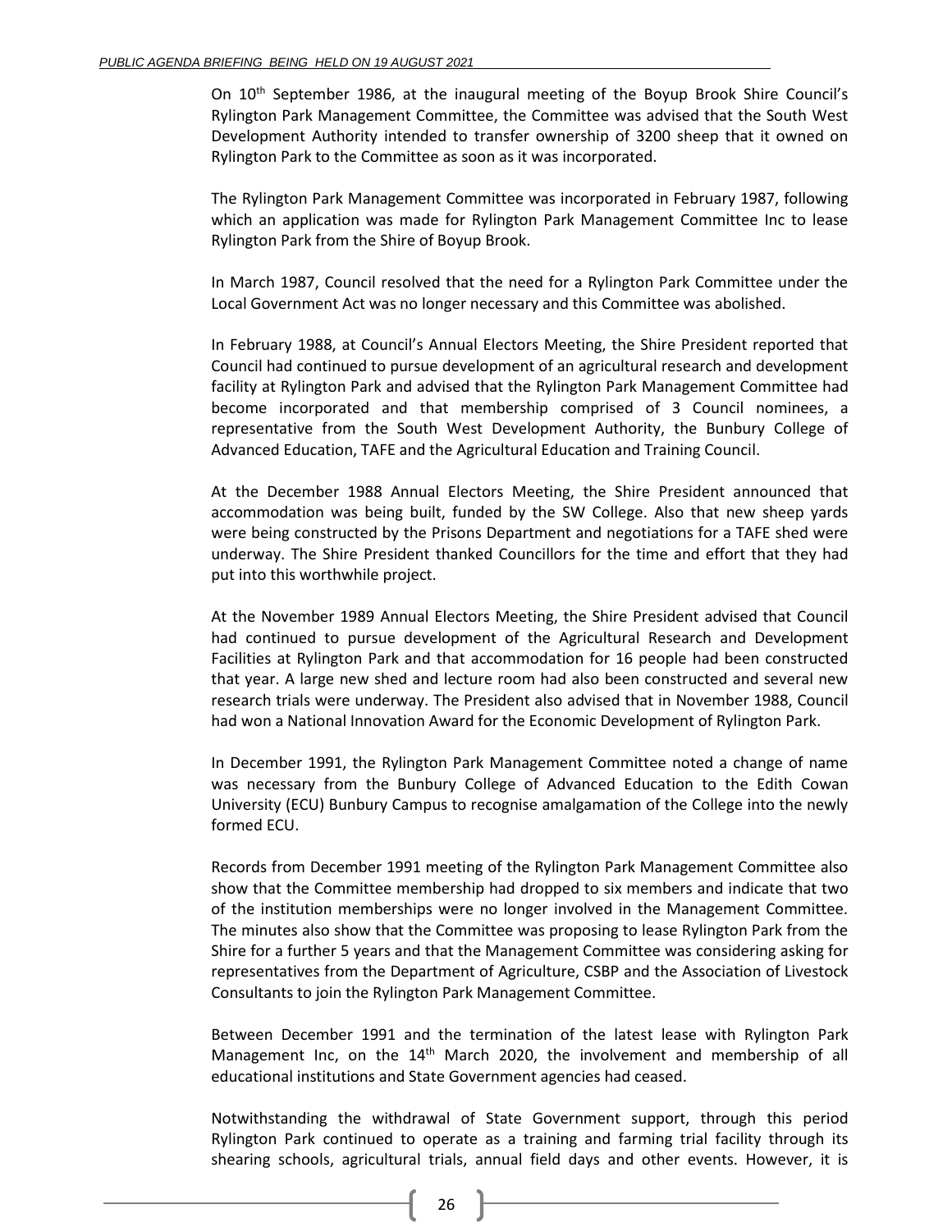On 10th September 1986, at the inaugural meeting of the Boyup Brook Shire Council's Rylington Park Management Committee, the Committee was advised that the South West Development Authority intended to transfer ownership of 3200 sheep that it owned on Rylington Park to the Committee as soon as it was incorporated.

The Rylington Park Management Committee was incorporated in February 1987, following which an application was made for Rylington Park Management Committee Inc to lease Rylington Park from the Shire of Boyup Brook.

In March 1987, Council resolved that the need for a Rylington Park Committee under the Local Government Act was no longer necessary and this Committee was abolished.

In February 1988, at Council's Annual Electors Meeting, the Shire President reported that Council had continued to pursue development of an agricultural research and development facility at Rylington Park and advised that the Rylington Park Management Committee had become incorporated and that membership comprised of 3 Council nominees, a representative from the South West Development Authority, the Bunbury College of Advanced Education, TAFE and the Agricultural Education and Training Council.

At the December 1988 Annual Electors Meeting, the Shire President announced that accommodation was being built, funded by the SW College. Also that new sheep yards were being constructed by the Prisons Department and negotiations for a TAFE shed were underway. The Shire President thanked Councillors for the time and effort that they had put into this worthwhile project.

At the November 1989 Annual Electors Meeting, the Shire President advised that Council had continued to pursue development of the Agricultural Research and Development Facilities at Rylington Park and that accommodation for 16 people had been constructed that year. A large new shed and lecture room had also been constructed and several new research trials were underway. The President also advised that in November 1988, Council had won a National Innovation Award for the Economic Development of Rylington Park.

In December 1991, the Rylington Park Management Committee noted a change of name was necessary from the Bunbury College of Advanced Education to the Edith Cowan University (ECU) Bunbury Campus to recognise amalgamation of the College into the newly formed ECU.

Records from December 1991 meeting of the Rylington Park Management Committee also show that the Committee membership had dropped to six members and indicate that two of the institution memberships were no longer involved in the Management Committee. The minutes also show that the Committee was proposing to lease Rylington Park from the Shire for a further 5 years and that the Management Committee was considering asking for representatives from the Department of Agriculture, CSBP and the Association of Livestock Consultants to join the Rylington Park Management Committee.

Between December 1991 and the termination of the latest lease with Rylington Park Management Inc, on the 14th March 2020, the involvement and membership of all educational institutions and State Government agencies had ceased.

Notwithstanding the withdrawal of State Government support, through this period Rylington Park continued to operate as a training and farming trial facility through its shearing schools, agricultural trials, annual field days and other events. However, it is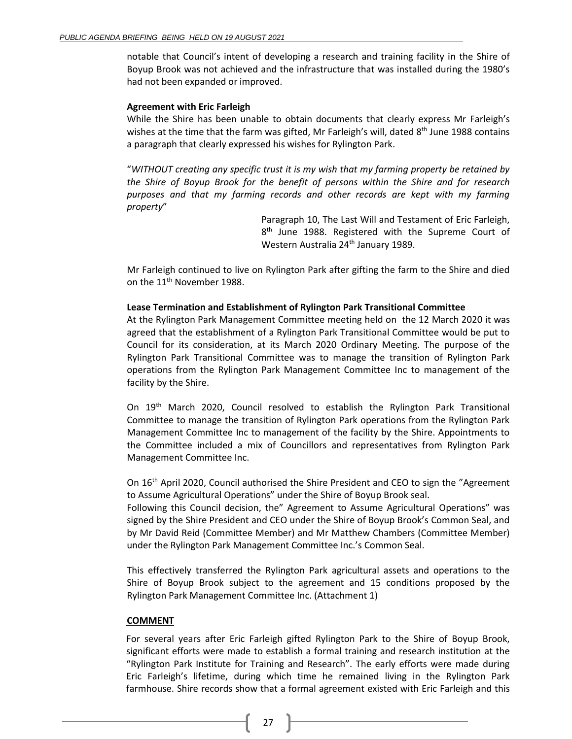notable that Council's intent of developing a research and training facility in the Shire of Boyup Brook was not achieved and the infrastructure that was installed during the 1980's had not been expanded or improved.

**Agreement with Eric Farleigh**

While the Shire has been unable to obtain documents that clearly express Mr Farleigh's wishes at the time that the farm was gifted, Mr Farleigh's will, dated 8th June 1988 contains a paragraph that clearly expressed his wishes for Rylington Park.

"*WITHOUT creating any specific trust it is my wish that my farming property be retained by the Shire of Boyup Brook for the benefit of persons within the Shire and for research purposes and that my farming records and other records are kept with my farming property*"

Paragraph 10, The Last Will and Testament of Eric Farleigh, 8th June 1988. Registered with the Supreme Court of Western Australia 24th January 1989.

Mr Farleigh continued to live on Rylington Park after gifting the farm to the Shire and died on the 11th November 1988.

**Lease Termination and Establishment of Rylington Park Transitional Committee**

At the Rylington Park Management Committee meeting held on the 12 March 2020 it was agreed that the establishment of a Rylington Park Transitional Committee would be put to Council for its consideration, at its March 2020 Ordinary Meeting. The purpose of the Rylington Park Transitional Committee was to manage the transition of Rylington Park operations from the Rylington Park Management Committee Inc to management of the facility by the Shire.

On 19th March 2020, Council resolved to establish the Rylington Park Transitional Committee to manage the transition of Rylington Park operations from the Rylington Park Management Committee Inc to management of the facility by the Shire. Appointments to the Committee included a mix of Councillors and representatives from Rylington Park Management Committee Inc.

On 16th April 2020, Council authorised the Shire President and CEO to sign the "Agreement to Assume Agricultural Operations" under the Shire of Boyup Brook seal.
Following this Council decision, the" Agreement to Assume Agricultural Operations" was signed by the Shire President and CEO under the Shire of Boyup Brook's Common Seal, and by Mr David Reid (Committee Member) and Mr Matthew Chambers (Committee Member) under the Rylington Park Management Committee Inc.'s Common Seal.

This effectively transferred the Rylington Park agricultural assets and operations to the Shire of Boyup Brook subject to the agreement and 15 conditions proposed by the Rylington Park Management Committee Inc. (Attachment 1)

**COMMENT**

For several years after Eric Farleigh gifted Rylington Park to the Shire of Boyup Brook, significant efforts were made to establish a formal training and research institution at the "Rylington Park Institute for Training and Research". The early efforts were made during Eric Farleigh's lifetime, during which time he remained living in the Rylington Park farmhouse. Shire records show that a formal agreement existed with Eric Farleigh and this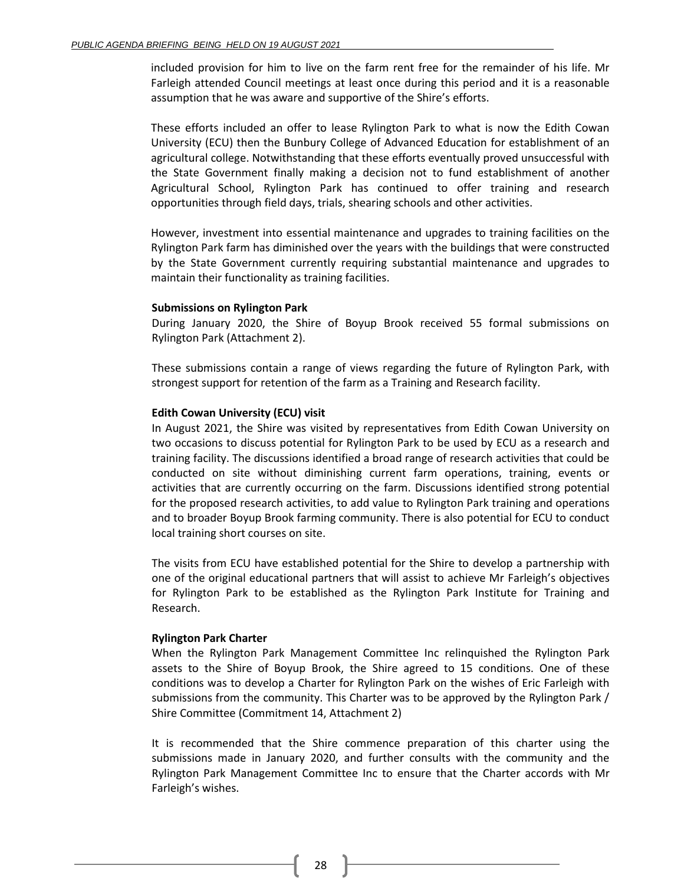included provision for him to live on the farm rent free for the remainder of his life. Mr Farleigh attended Council meetings at least once during this period and it is a reasonable assumption that he was aware and supportive of the Shire's efforts.

These efforts included an offer to lease Rylington Park to what is now the Edith Cowan University (ECU) then the Bunbury College of Advanced Education for establishment of an agricultural college. Notwithstanding that these efforts eventually proved unsuccessful with the State Government finally making a decision not to fund establishment of another Agricultural School, Rylington Park has continued to offer training and research opportunities through field days, trials, shearing schools and other activities.

However, investment into essential maintenance and upgrades to training facilities on the Rylington Park farm has diminished over the years with the buildings that were constructed by the State Government currently requiring substantial maintenance and upgrades to maintain their functionality as training facilities.

**Submissions on Rylington Park**

During January 2020, the Shire of Boyup Brook received 55 formal submissions on Rylington Park (Attachment 2).

These submissions contain a range of views regarding the future of Rylington Park, with strongest support for retention of the farm as a Training and Research facility.

**Edith Cowan University (ECU) visit**

In August 2021, the Shire was visited by representatives from Edith Cowan University on two occasions to discuss potential for Rylington Park to be used by ECU as a research and training facility. The discussions identified a broad range of research activities that could be conducted on site without diminishing current farm operations, training, events or activities that are currently occurring on the farm. Discussions identified strong potential for the proposed research activities, to add value to Rylington Park training and operations and to broader Boyup Brook farming community. There is also potential for ECU to conduct local training short courses on site.

The visits from ECU have established potential for the Shire to develop a partnership with one of the original educational partners that will assist to achieve Mr Farleigh's objectives for Rylington Park to be established as the Rylington Park Institute for Training and Research.

**Rylington Park Charter**

When the Rylington Park Management Committee Inc relinquished the Rylington Park assets to the Shire of Boyup Brook, the Shire agreed to 15 conditions. One of these conditions was to develop a Charter for Rylington Park on the wishes of Eric Farleigh with submissions from the community. This Charter was to be approved by the Rylington Park / Shire Committee (Commitment 14, Attachment 2)

It is recommended that the Shire commence preparation of this charter using the submissions made in January 2020, and further consults with the community and the Rylington Park Management Committee Inc to ensure that the Charter accords with Mr Farleigh's wishes.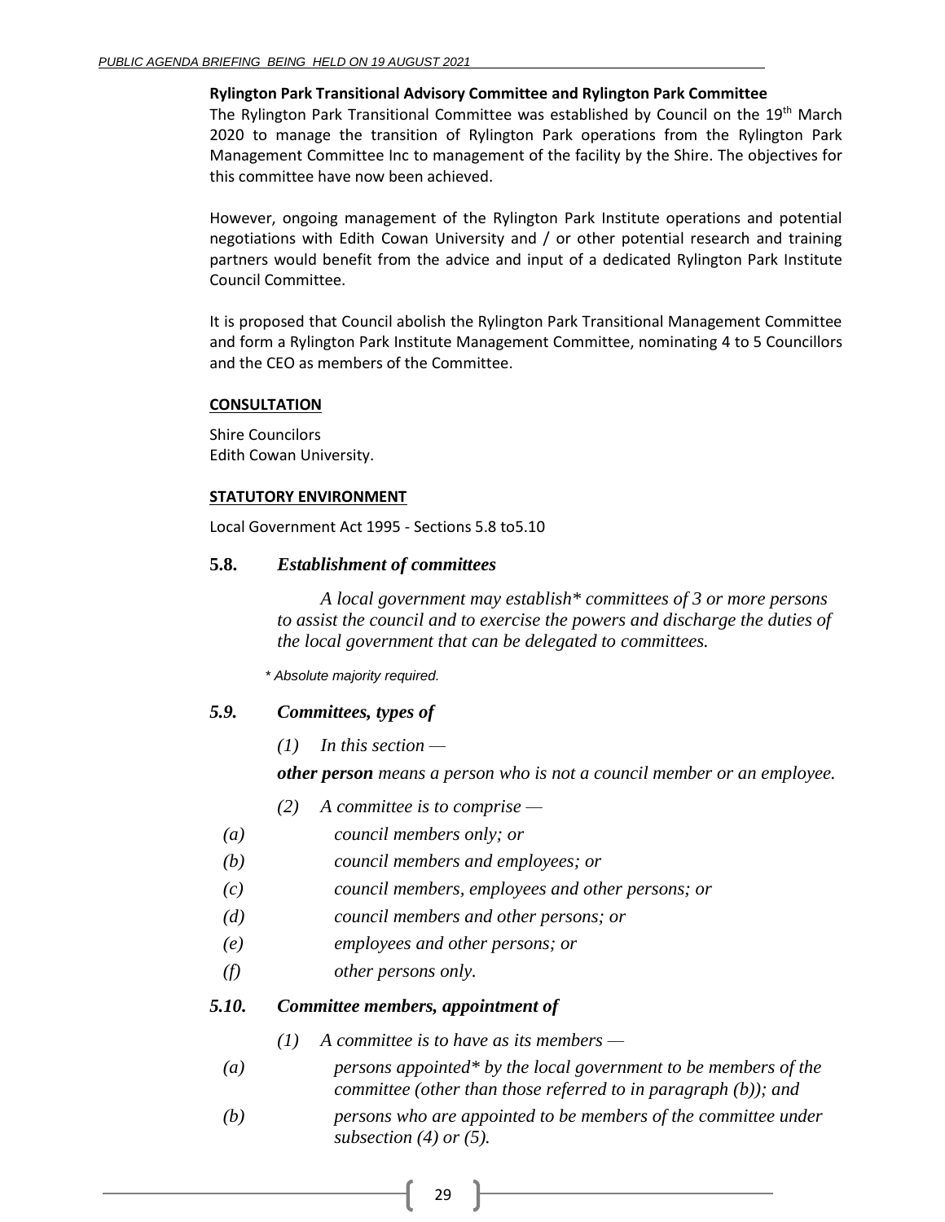**Rylington Park Transitional Advisory Committee and Rylington Park Committee**

The Rylington Park Transitional Committee was established by Council on the 19th March 2020 to manage the transition of Rylington Park operations from the Rylington Park Management Committee Inc to management of the facility by the Shire. The objectives for this committee have now been achieved.

However, ongoing management of the Rylington Park Institute operations and potential negotiations with Edith Cowan University and / or other potential research and training partners would benefit from the advice and input of a dedicated Rylington Park Institute Council Committee.

It is proposed that Council abolish the Rylington Park Transitional Management Committee and form a Rylington Park Institute Management Committee, nominating 4 to 5 Councillors and the CEO as members of the Committee.

**CONSULTATION**

Shire Councilors
Edith Cowan University.

**STATUTORY ENVIRONMENT**

Local Government Act 1995 - Sections 5.8 to5.10

### 5.8. *Establishment of committees*

*A local government may establish* committees of 3 or more persons to assist the council and to exercise the powers and discharge the duties of the local government that can be delegated to committees.*

*\* Absolute majority required.*

### *5.9. Committees, types of*

*(1) In this section —*

***other person** means a person who is not a council member or an employee.*

*(2) A committee is to comprise —*

*(a) council members only; or*

*(b) council members and employees; or*

*(c) council members, employees and other persons; or*

*(d) council members and other persons; or*

*(e) employees and other persons; or*

*(f) other persons only.*

### *5.10. Committee members, appointment of*

*(1) A committee is to have as its members —*

*(a) persons appointed* by the local government to be members of the committee (other than those referred to in paragraph (b)); and*

*(b) persons who are appointed to be members of the committee under subsection (4) or (5).*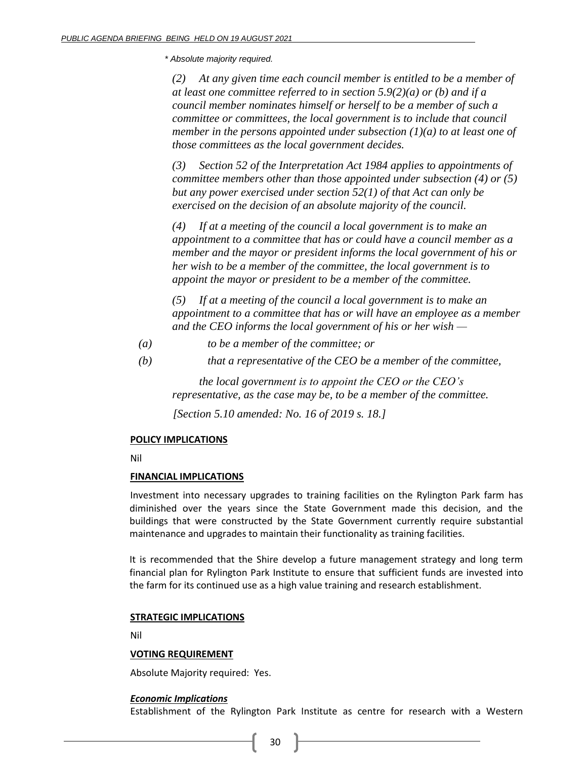*\* Absolute majority required.*

*(2) At any given time each council member is entitled to be a member of at least one committee referred to in section 5.9(2)(a) or (b) and if a council member nominates himself or herself to be a member of such a committee or committees, the local government is to include that council member in the persons appointed under subsection (1)(a) to at least one of those committees as the local government decides.*

*(3) Section 52 of the Interpretation Act 1984 applies to appointments of committee members other than those appointed under subsection (4) or (5) but any power exercised under section 52(1) of that Act can only be exercised on the decision of an absolute majority of the council.*

*(4) If at a meeting of the council a local government is to make an appointment to a committee that has or could have a council member as a member and the mayor or president informs the local government of his or her wish to be a member of the committee, the local government is to appoint the mayor or president to be a member of the committee.*

*(5) If at a meeting of the council a local government is to make an appointment to a committee that has or will have an employee as a member and the CEO informs the local government of his or her wish —*

*(a) to be a member of the committee; or*

*(b) that a representative of the CEO be a member of the committee,*

*the local government is to appoint the CEO or the CEO's representative, as the case may be, to be a member of the committee.*

*[Section 5.10 amended: No. 16 of 2019 s. 18.]*

**POLICY IMPLICATIONS**

Nil

**FINANCIAL IMPLICATIONS**

Investment into necessary upgrades to training facilities on the Rylington Park farm has diminished over the years since the State Government made this decision, and the buildings that were constructed by the State Government currently require substantial maintenance and upgrades to maintain their functionality as training facilities.

It is recommended that the Shire develop a future management strategy and long term financial plan for Rylington Park Institute to ensure that sufficient funds are invested into the farm for its continued use as a high value training and research establishment.

**STRATEGIC IMPLICATIONS**

Nil

**VOTING REQUIREMENT**

Absolute Majority required: Yes.

***Economic Implications***

Establishment of the Rylington Park Institute as centre for research with a Western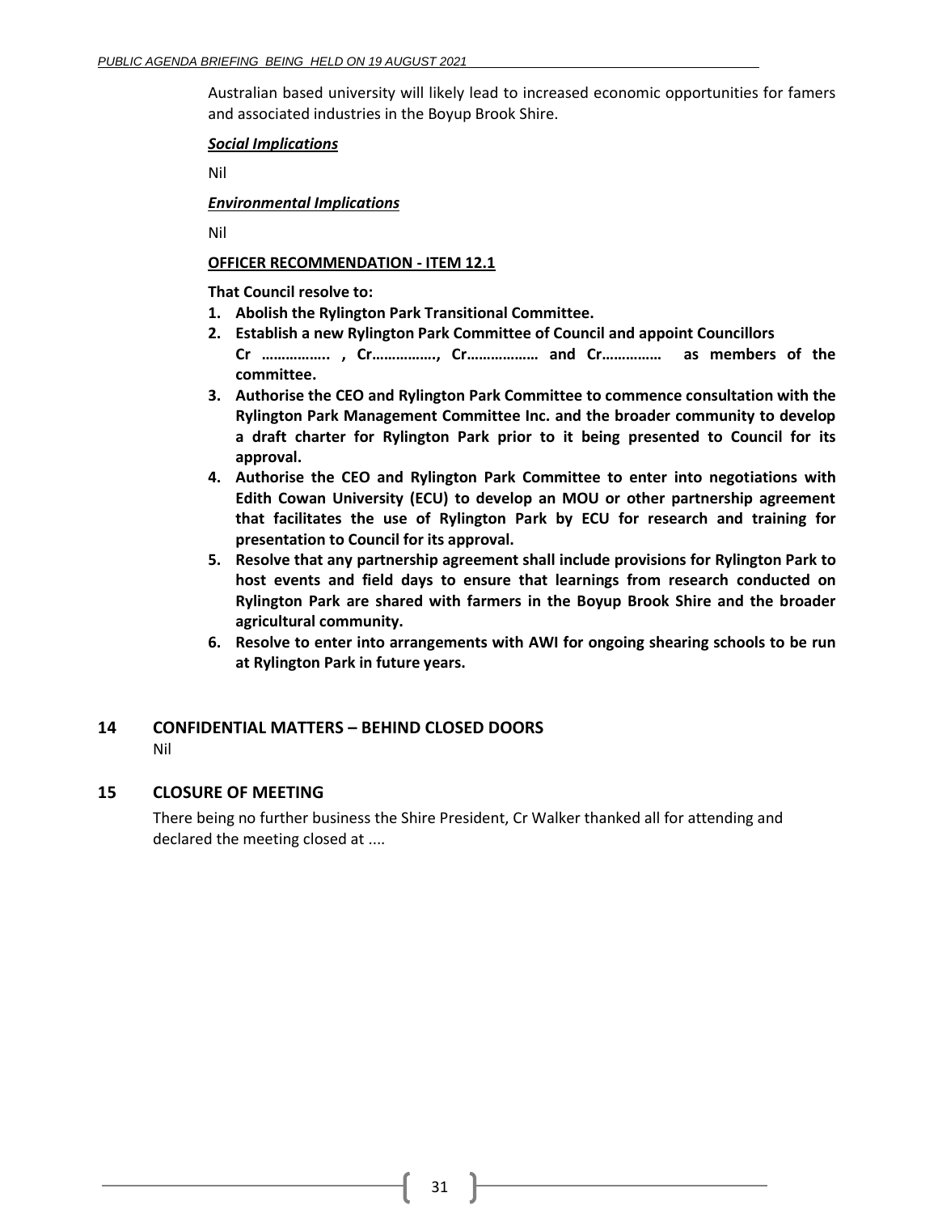Australian based university will likely lead to increased economic opportunities for famers and associated industries in the Boyup Brook Shire.

***Social Implications***

Nil

***Environmental Implications***

Nil

**OFFICER RECOMMENDATION - ITEM 12.1**

**That Council resolve to:**

1. **Abolish the Rylington Park Transitional Committee.**
2. **Establish a new Rylington Park Committee of Council and appoint Councillors Cr …………….. , Cr……………., Cr……………… and Cr…………… as members of the committee.**
3. **Authorise the CEO and Rylington Park Committee to commence consultation with the Rylington Park Management Committee Inc. and the broader community to develop a draft charter for Rylington Park prior to it being presented to Council for its approval.**
4. **Authorise the CEO and Rylington Park Committee to enter into negotiations with Edith Cowan University (ECU) to develop an MOU or other partnership agreement that facilitates the use of Rylington Park by ECU for research and training for presentation to Council for its approval.**
5. **Resolve that any partnership agreement shall include provisions for Rylington Park to host events and field days to ensure that learnings from research conducted on Rylington Park are shared with farmers in the Boyup Brook Shire and the broader agricultural community.**
6. **Resolve to enter into arrangements with AWI for ongoing shearing schools to be run at Rylington Park in future years.**

## 14 CONFIDENTIAL MATTERS – BEHIND CLOSED DOORS

Nil

## 15 CLOSURE OF MEETING

There being no further business the Shire President, Cr Walker thanked all for attending and declared the meeting closed at ....